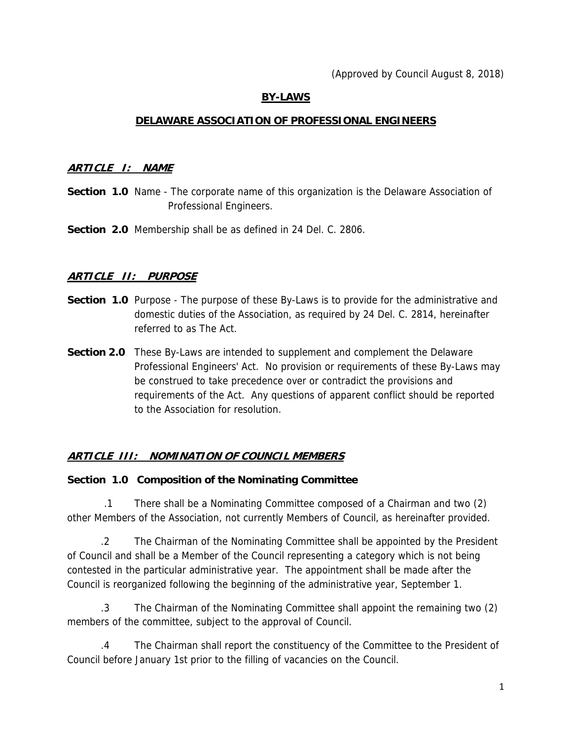(Approved by Council August 8, 2018)

# BY-LAWS

## DELAWARE ASSOCIATION OF PROFESSIONAL ENGINEERS

### *ARTICLE I: NAME*

**Section 1.0** Name - The corporate name of this organization is the Delaware Association of Professional Engineers.

**Section 2.0** Membership shall be as defined in 24 Del. C. 2806.

### *ARTICLE II: PURPOSE*

**Section 1.0** Purpose - The purpose of these By-Laws is to provide for the administrative and domestic duties of the Association, as required by 24 Del. C. 2814, hereinafter referred to as The Act.

**Section 2.0** These By-Laws are intended to supplement and complement the Delaware Professional Engineers' Act. No provision or requirements of these By-Laws may be construed to take precedence over or contradict the provisions and requirements of the Act. Any questions of apparent conflict should be reported to the Association for resolution.

### *ARTICLE III: NOMINATION OF COUNCIL MEMBERS*

**Section 1.0 Composition of the Nominating Committee**

.1 There shall be a Nominating Committee composed of a Chairman and two (2) other Members of the Association, not currently Members of Council, as hereinafter provided.

.2 The Chairman of the Nominating Committee shall be appointed by the President of Council and shall be a Member of the Council representing a category which is not being contested in the particular administrative year. The appointment shall be made after the Council is reorganized following the beginning of the administrative year, September 1.

.3 The Chairman of the Nominating Committee shall appoint the remaining two (2) members of the committee, subject to the approval of Council.

.4 The Chairman shall report the constituency of the Committee to the President of Council before January 1st prior to the filling of vacancies on the Council.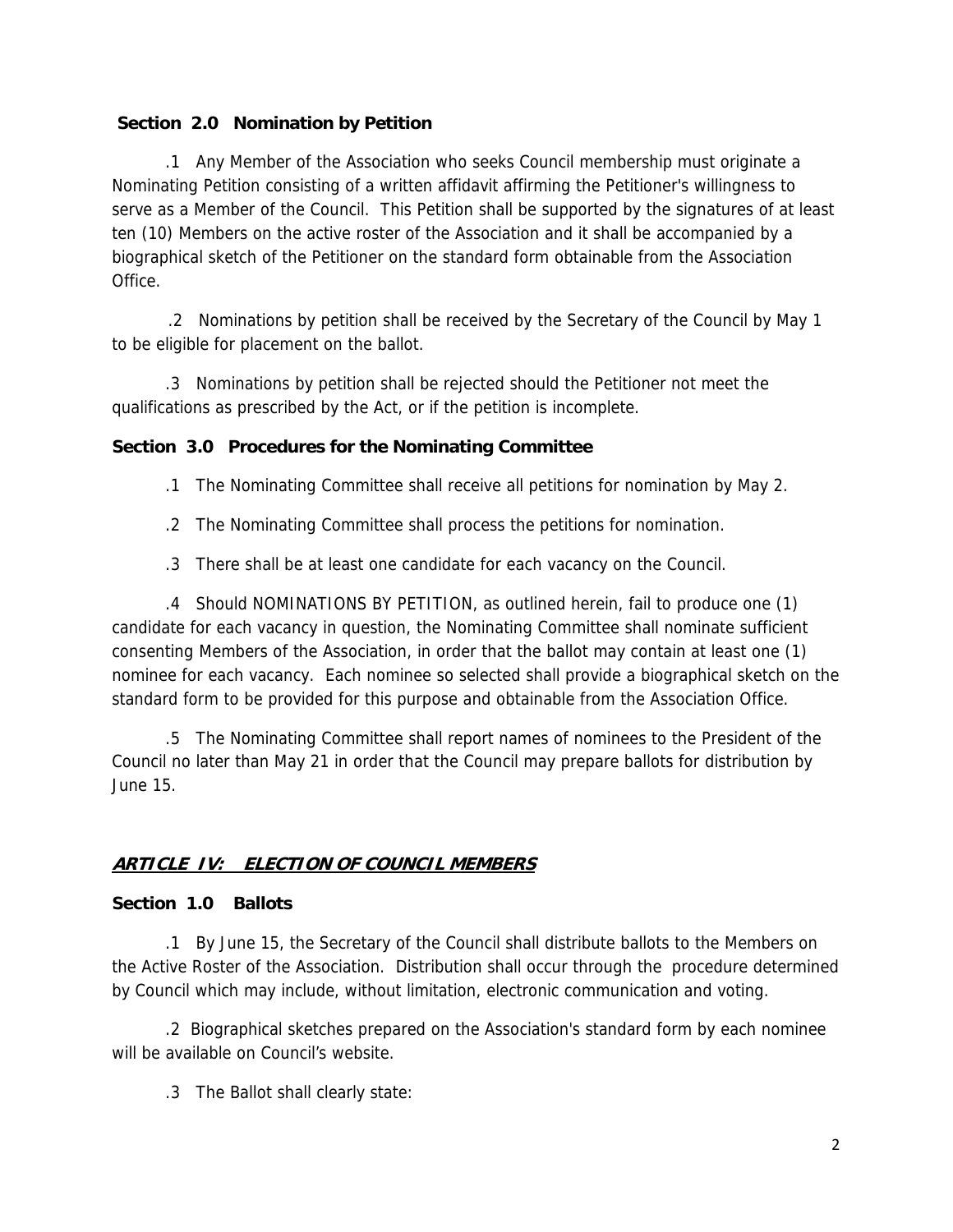### Section 2.0 Nomination by Petition

.1 Any Member of the Association who seeks Council membership must originate a Nominating Petition consisting of a written affidavit affirming the Petitioner's willingness to serve as a Member of the Council. This Petition shall be supported by the signatures of at least ten (10) Members on the active roster of the Association and it shall be accompanied by a biographical sketch of the Petitioner on the standard form obtainable from the Association Office.

.2 Nominations by petition shall be received by the Secretary of the Council by May 1 to be eligible for placement on the ballot.

.3 Nominations by petition shall be rejected should the Petitioner not meet the qualifications as prescribed by the Act, or if the petition is incomplete.

### Section 3.0 Procedures for the Nominating Committee

.1 The Nominating Committee shall receive all petitions for nomination by May 2.

.2 The Nominating Committee shall process the petitions for nomination.

.3 There shall be at least one candidate for each vacancy on the Council.

.4 Should NOMINATIONS BY PETITION, as outlined herein, fail to produce one (1) candidate for each vacancy in question, the Nominating Committee shall nominate sufficient consenting Members of the Association, in order that the ballot may contain at least one (1) nominee for each vacancy. Each nominee so selected shall provide a biographical sketch on the standard form to be provided for this purpose and obtainable from the Association Office.

.5 The Nominating Committee shall report names of nominees to the President of the Council no later than May 21 in order that the Council may prepare ballots for distribution by June 15.

## ***ARTICLE IV: ELECTION OF COUNCIL MEMBERS***

### Section 1.0 Ballots

.1 By June 15, the Secretary of the Council shall distribute ballots to the Members on the Active Roster of the Association. Distribution shall occur through the procedure determined by Council which may include, without limitation, electronic communication and voting.

.2 Biographical sketches prepared on the Association's standard form by each nominee will be available on Council's website.

.3 The Ballot shall clearly state: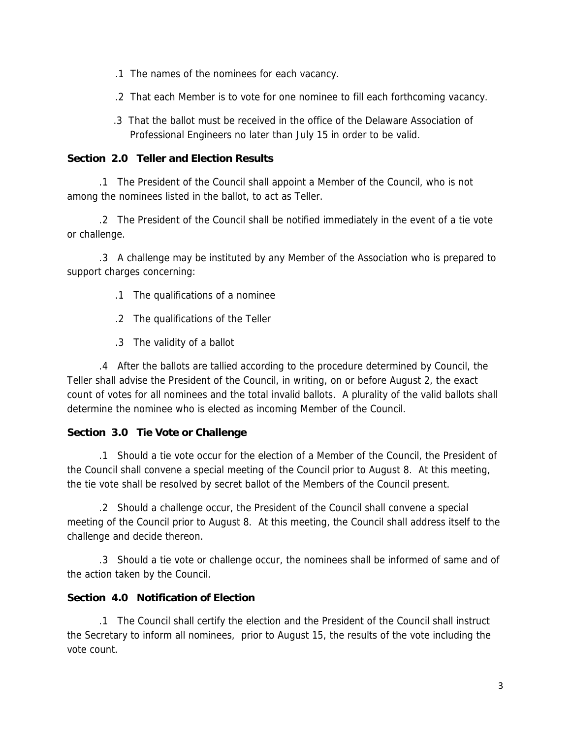.1 The names of the nominees for each vacancy.

.2 That each Member is to vote for one nominee to fill each forthcoming vacancy.

.3 That the ballot must be received in the office of the Delaware Association of Professional Engineers no later than July 15 in order to be valid.

**Section 2.0 Teller and Election Results**

.1 The President of the Council shall appoint a Member of the Council, who is not among the nominees listed in the ballot, to act as Teller.

.2 The President of the Council shall be notified immediately in the event of a tie vote or challenge.

.3 A challenge may be instituted by any Member of the Association who is prepared to support charges concerning:

.1 The qualifications of a nominee

.2 The qualifications of the Teller

.3 The validity of a ballot

.4 After the ballots are tallied according to the procedure determined by Council, the Teller shall advise the President of the Council, in writing, on or before August 2, the exact count of votes for all nominees and the total invalid ballots. A plurality of the valid ballots shall determine the nominee who is elected as incoming Member of the Council.

**Section 3.0 Tie Vote or Challenge**

.1 Should a tie vote occur for the election of a Member of the Council, the President of the Council shall convene a special meeting of the Council prior to August 8. At this meeting, the tie vote shall be resolved by secret ballot of the Members of the Council present.

.2 Should a challenge occur, the President of the Council shall convene a special meeting of the Council prior to August 8. At this meeting, the Council shall address itself to the challenge and decide thereon.

.3 Should a tie vote or challenge occur, the nominees shall be informed of same and of the action taken by the Council.

**Section 4.0 Notification of Election**

.1 The Council shall certify the election and the President of the Council shall instruct the Secretary to inform all nominees, prior to August 15, the results of the vote including the vote count.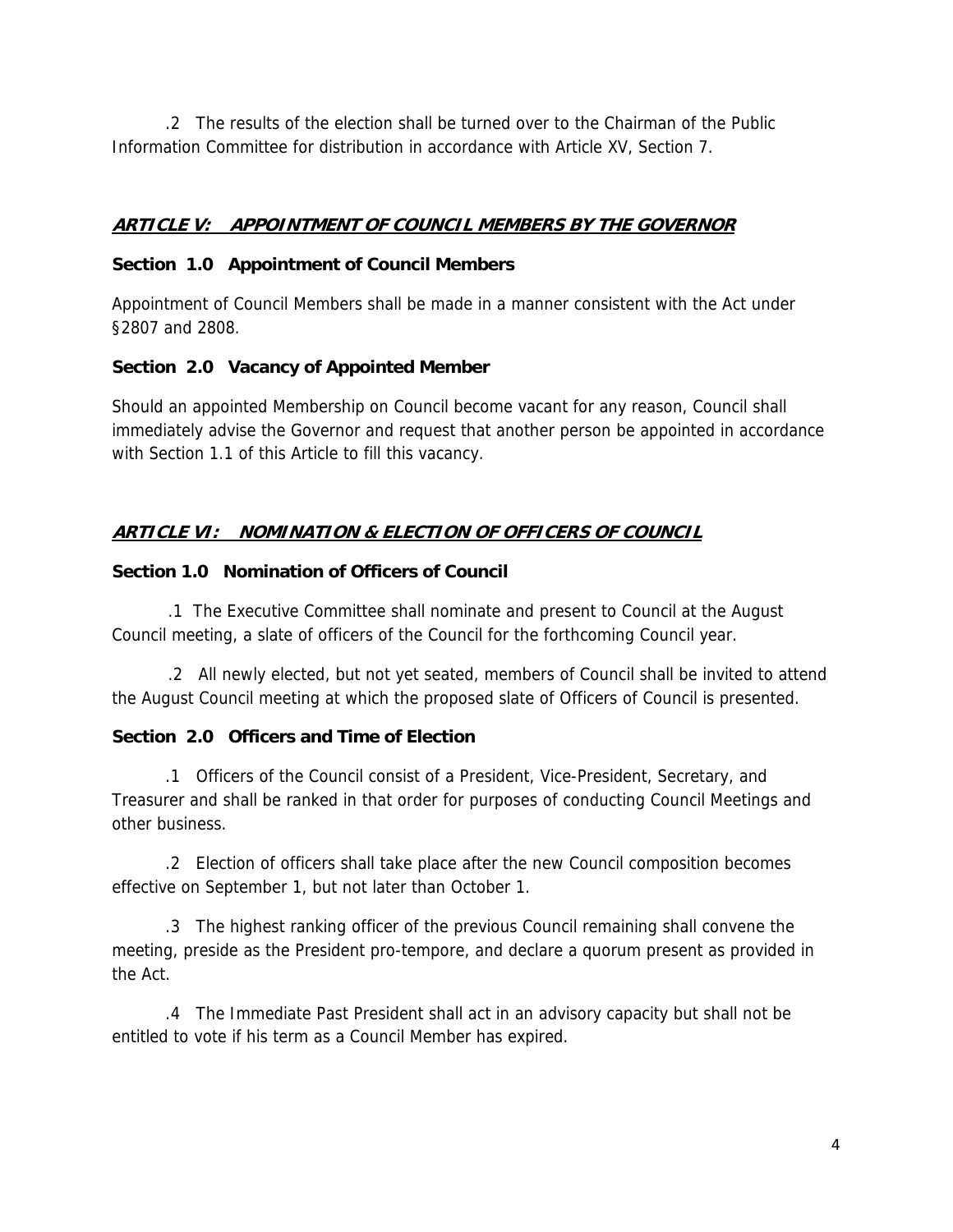.2 The results of the election shall be turned over to the Chairman of the Public Information Committee for distribution in accordance with Article XV, Section 7.

## ***ARTICLE V: APPOINTMENT OF COUNCIL MEMBERS BY THE GOVERNOR***

### Section 1.0 Appointment of Council Members

Appointment of Council Members shall be made in a manner consistent with the Act under §2807 and 2808.

### Section 2.0 Vacancy of Appointed Member

Should an appointed Membership on Council become vacant for any reason, Council shall immediately advise the Governor and request that another person be appointed in accordance with Section 1.1 of this Article to fill this vacancy.

## ***ARTICLE VI: NOMINATION & ELECTION OF OFFICERS OF COUNCIL***

### Section 1.0 Nomination of Officers of Council

.1 The Executive Committee shall nominate and present to Council at the August Council meeting, a slate of officers of the Council for the forthcoming Council year.

.2 All newly elected, but not yet seated, members of Council shall be invited to attend the August Council meeting at which the proposed slate of Officers of Council is presented.

### Section 2.0 Officers and Time of Election

.1 Officers of the Council consist of a President, Vice-President, Secretary, and Treasurer and shall be ranked in that order for purposes of conducting Council Meetings and other business.

.2 Election of officers shall take place after the new Council composition becomes effective on September 1, but not later than October 1.

.3 The highest ranking officer of the previous Council remaining shall convene the meeting, preside as the President pro-tempore, and declare a quorum present as provided in the Act.

.4 The Immediate Past President shall act in an advisory capacity but shall not be entitled to vote if his term as a Council Member has expired.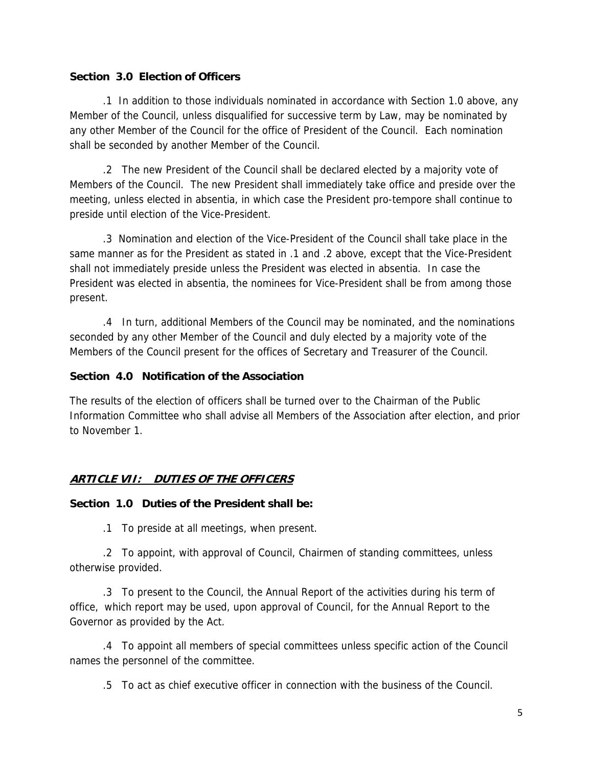**Section 3.0 Election of Officers**

.1 In addition to those individuals nominated in accordance with Section 1.0 above, any Member of the Council, unless disqualified for successive term by Law, may be nominated by any other Member of the Council for the office of President of the Council. Each nomination shall be seconded by another Member of the Council.

.2 The new President of the Council shall be declared elected by a majority vote of Members of the Council. The new President shall immediately take office and preside over the meeting, unless elected in absentia, in which case the President pro-tempore shall continue to preside until election of the Vice-President.

.3 Nomination and election of the Vice-President of the Council shall take place in the same manner as for the President as stated in .1 and .2 above, except that the Vice-President shall not immediately preside unless the President was elected in absentia. In case the President was elected in absentia, the nominees for Vice-President shall be from among those present.

.4 In turn, additional Members of the Council may be nominated, and the nominations seconded by any other Member of the Council and duly elected by a majority vote of the Members of the Council present for the offices of Secretary and Treasurer of the Council.

**Section 4.0 Notification of the Association**

The results of the election of officers shall be turned over to the Chairman of the Public Information Committee who shall advise all Members of the Association after election, and prior to November 1.

## ***ARTICLE VII: DUTIES OF THE OFFICERS***

**Section 1.0 Duties of the President shall be:**

.1 To preside at all meetings, when present.

.2 To appoint, with approval of Council, Chairmen of standing committees, unless otherwise provided.

.3 To present to the Council, the Annual Report of the activities during his term of office, which report may be used, upon approval of Council, for the Annual Report to the Governor as provided by the Act.

.4 To appoint all members of special committees unless specific action of the Council names the personnel of the committee.

.5 To act as chief executive officer in connection with the business of the Council.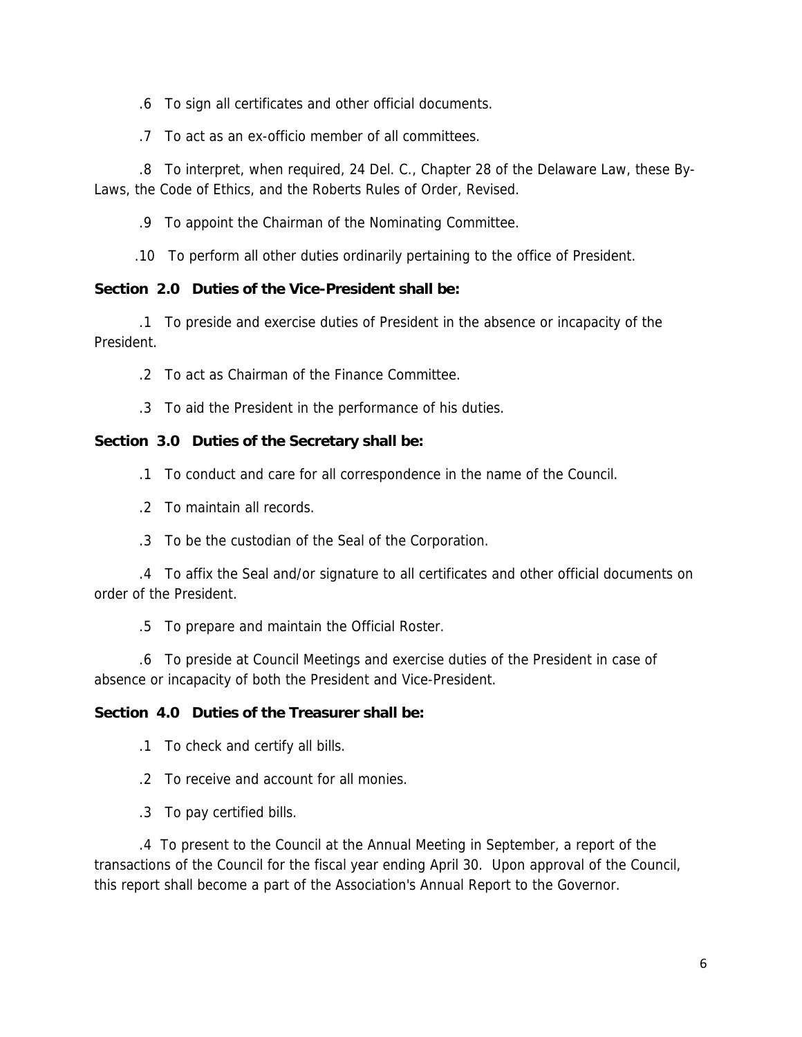.6 To sign all certificates and other official documents.

.7 To act as an ex-officio member of all committees.

.8 To interpret, when required, 24 Del. C., Chapter 28 of the Delaware Law, these By-Laws, the Code of Ethics, and the Roberts Rules of Order, Revised.

.9 To appoint the Chairman of the Nominating Committee.

.10 To perform all other duties ordinarily pertaining to the office of President.

**Section 2.0 Duties of the Vice-President shall be:**

.1 To preside and exercise duties of President in the absence or incapacity of the President.

.2 To act as Chairman of the Finance Committee.

.3 To aid the President in the performance of his duties.

**Section 3.0 Duties of the Secretary shall be:**

.1 To conduct and care for all correspondence in the name of the Council.

.2 To maintain all records.

.3 To be the custodian of the Seal of the Corporation.

.4 To affix the Seal and/or signature to all certificates and other official documents on order of the President.

.5 To prepare and maintain the Official Roster.

.6 To preside at Council Meetings and exercise duties of the President in case of absence or incapacity of both the President and Vice-President.

**Section 4.0 Duties of the Treasurer shall be:**

.1 To check and certify all bills.

.2 To receive and account for all monies.

.3 To pay certified bills.

.4 To present to the Council at the Annual Meeting in September, a report of the transactions of the Council for the fiscal year ending April 30. Upon approval of the Council, this report shall become a part of the Association's Annual Report to the Governor.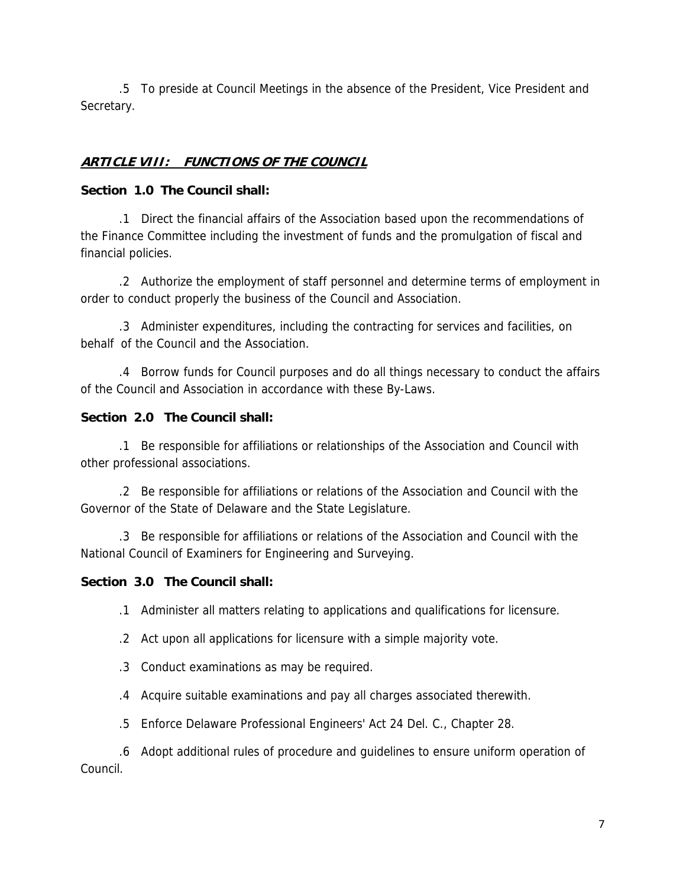.5 To preside at Council Meetings in the absence of the President, Vice President and Secretary.

## ***ARTICLE VIII: FUNCTIONS OF THE COUNCIL***

**Section 1.0 The Council shall:**

.1 Direct the financial affairs of the Association based upon the recommendations of the Finance Committee including the investment of funds and the promulgation of fiscal and financial policies.

.2 Authorize the employment of staff personnel and determine terms of employment in order to conduct properly the business of the Council and Association.

.3 Administer expenditures, including the contracting for services and facilities, on behalf of the Council and the Association.

.4 Borrow funds for Council purposes and do all things necessary to conduct the affairs of the Council and Association in accordance with these By-Laws.

**Section 2.0 The Council shall:**

.1 Be responsible for affiliations or relationships of the Association and Council with other professional associations.

.2 Be responsible for affiliations or relations of the Association and Council with the Governor of the State of Delaware and the State Legislature.

.3 Be responsible for affiliations or relations of the Association and Council with the National Council of Examiners for Engineering and Surveying.

**Section 3.0 The Council shall:**

.1 Administer all matters relating to applications and qualifications for licensure.

.2 Act upon all applications for licensure with a simple majority vote.

.3 Conduct examinations as may be required.

.4 Acquire suitable examinations and pay all charges associated therewith.

.5 Enforce Delaware Professional Engineers' Act 24 Del. C., Chapter 28.

.6 Adopt additional rules of procedure and guidelines to ensure uniform operation of Council.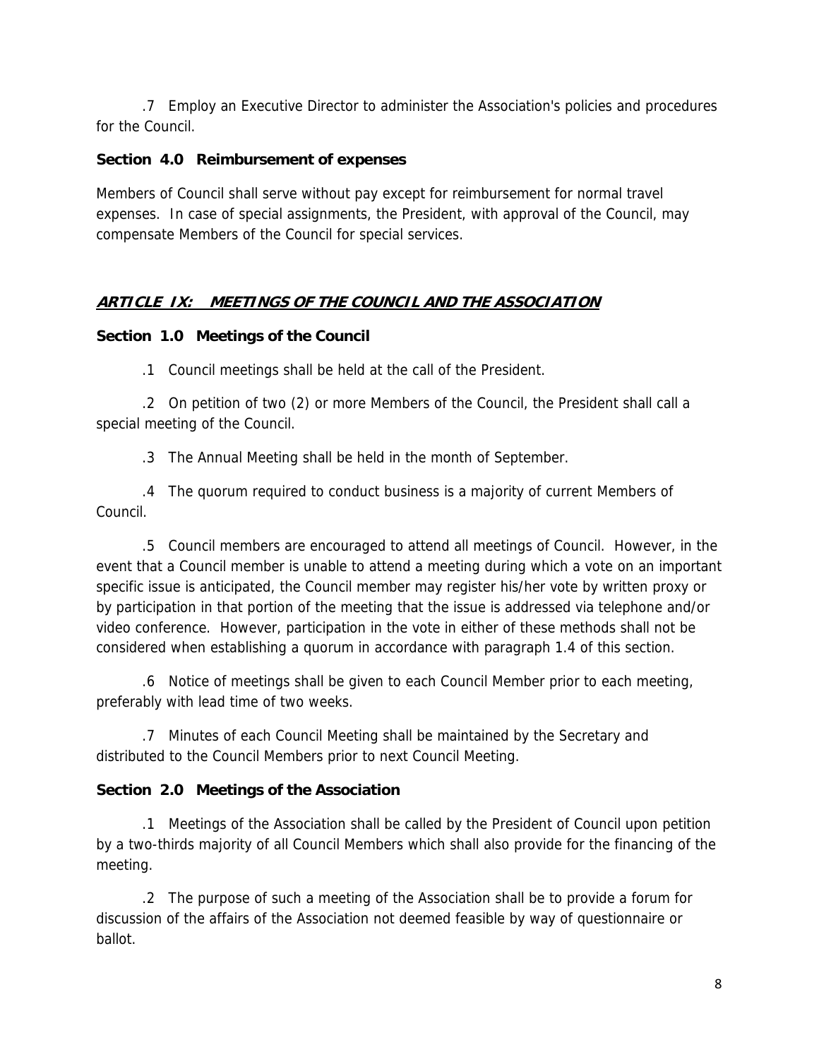.7 Employ an Executive Director to administer the Association's policies and procedures for the Council.

**Section 4.0 Reimbursement of expenses**

Members of Council shall serve without pay except for reimbursement for normal travel expenses. In case of special assignments, the President, with approval of the Council, may compensate Members of the Council for special services.

## ***ARTICLE IX: MEETINGS OF THE COUNCIL AND THE ASSOCIATION***

**Section 1.0 Meetings of the Council**

.1 Council meetings shall be held at the call of the President.

.2 On petition of two (2) or more Members of the Council, the President shall call a special meeting of the Council.

.3 The Annual Meeting shall be held in the month of September.

.4 The quorum required to conduct business is a majority of current Members of Council.

.5 Council members are encouraged to attend all meetings of Council. However, in the event that a Council member is unable to attend a meeting during which a vote on an important specific issue is anticipated, the Council member may register his/her vote by written proxy or by participation in that portion of the meeting that the issue is addressed via telephone and/or video conference. However, participation in the vote in either of these methods shall not be considered when establishing a quorum in accordance with paragraph 1.4 of this section.

.6 Notice of meetings shall be given to each Council Member prior to each meeting, preferably with lead time of two weeks.

.7 Minutes of each Council Meeting shall be maintained by the Secretary and distributed to the Council Members prior to next Council Meeting.

**Section 2.0 Meetings of the Association**

.1 Meetings of the Association shall be called by the President of Council upon petition by a two-thirds majority of all Council Members which shall also provide for the financing of the meeting.

.2 The purpose of such a meeting of the Association shall be to provide a forum for discussion of the affairs of the Association not deemed feasible by way of questionnaire or ballot.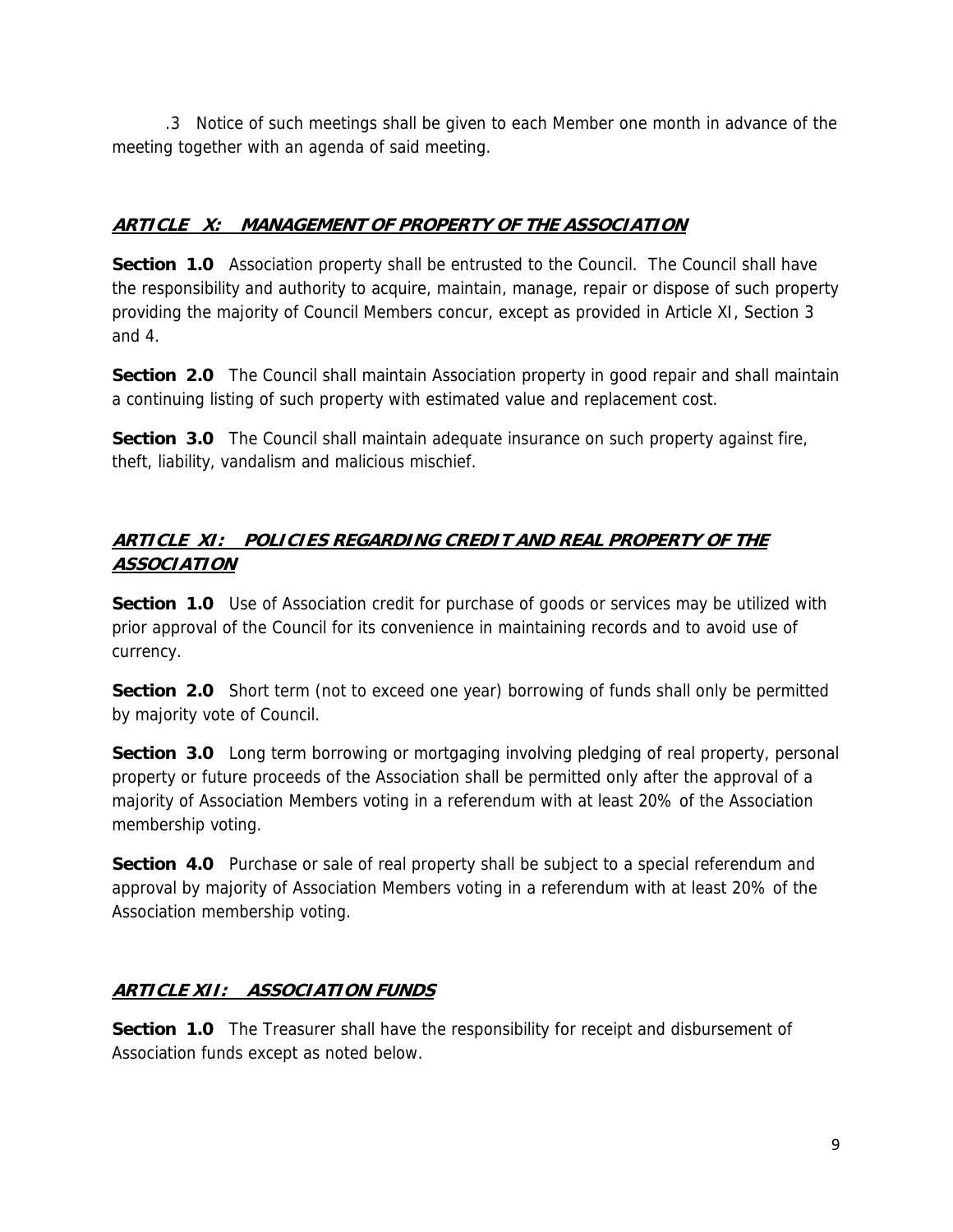.3 Notice of such meetings shall be given to each Member one month in advance of the meeting together with an agenda of said meeting.

## ***ARTICLE X: MANAGEMENT OF PROPERTY OF THE ASSOCIATION***

**Section 1.0** Association property shall be entrusted to the Council. The Council shall have the responsibility and authority to acquire, maintain, manage, repair or dispose of such property providing the majority of Council Members concur, except as provided in Article XI, Section 3 and 4.

**Section 2.0** The Council shall maintain Association property in good repair and shall maintain a continuing listing of such property with estimated value and replacement cost.

**Section 3.0** The Council shall maintain adequate insurance on such property against fire, theft, liability, vandalism and malicious mischief.

## ***ARTICLE XI: POLICIES REGARDING CREDIT AND REAL PROPERTY OF THE ASSOCIATION***

**Section 1.0** Use of Association credit for purchase of goods or services may be utilized with prior approval of the Council for its convenience in maintaining records and to avoid use of currency.

**Section 2.0** Short term (not to exceed one year) borrowing of funds shall only be permitted by majority vote of Council.

**Section 3.0** Long term borrowing or mortgaging involving pledging of real property, personal property or future proceeds of the Association shall be permitted only after the approval of a majority of Association Members voting in a referendum with at least 20% of the Association membership voting.

**Section 4.0** Purchase or sale of real property shall be subject to a special referendum and approval by majority of Association Members voting in a referendum with at least 20% of the Association membership voting.

## ***ARTICLE XII: ASSOCIATION FUNDS***

**Section 1.0** The Treasurer shall have the responsibility for receipt and disbursement of Association funds except as noted below.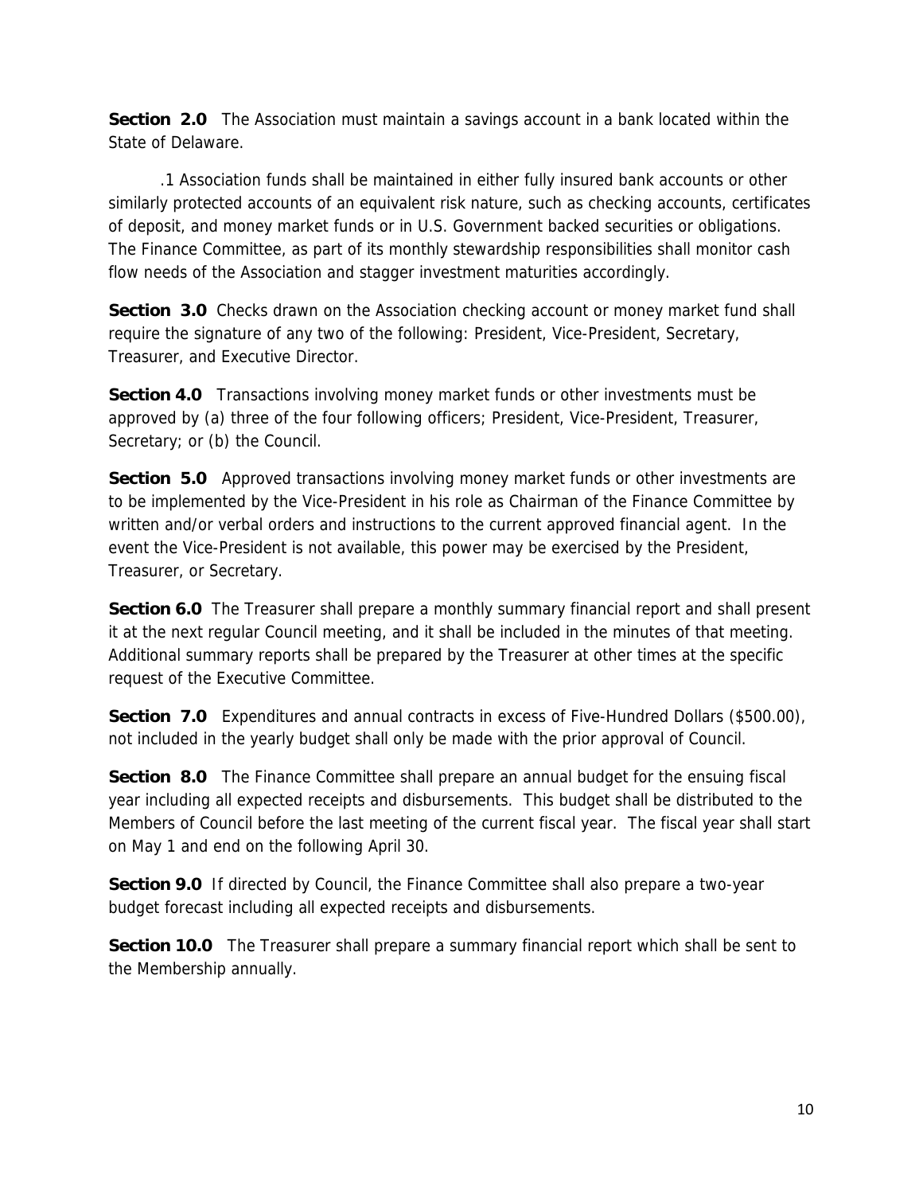**Section 2.0** The Association must maintain a savings account in a bank located within the State of Delaware.

.1 Association funds shall be maintained in either fully insured bank accounts or other similarly protected accounts of an equivalent risk nature, such as checking accounts, certificates of deposit, and money market funds or in U.S. Government backed securities or obligations. The Finance Committee, as part of its monthly stewardship responsibilities shall monitor cash flow needs of the Association and stagger investment maturities accordingly.

**Section 3.0** Checks drawn on the Association checking account or money market fund shall require the signature of any two of the following: President, Vice-President, Secretary, Treasurer, and Executive Director.

**Section 4.0** Transactions involving money market funds or other investments must be approved by (a) three of the four following officers; President, Vice-President, Treasurer, Secretary; or (b) the Council.

**Section 5.0** Approved transactions involving money market funds or other investments are to be implemented by the Vice-President in his role as Chairman of the Finance Committee by written and/or verbal orders and instructions to the current approved financial agent. In the event the Vice-President is not available, this power may be exercised by the President, Treasurer, or Secretary.

**Section 6.0** The Treasurer shall prepare a monthly summary financial report and shall present it at the next regular Council meeting, and it shall be included in the minutes of that meeting. Additional summary reports shall be prepared by the Treasurer at other times at the specific request of the Executive Committee.

**Section 7.0** Expenditures and annual contracts in excess of Five-Hundred Dollars ($500.00), not included in the yearly budget shall only be made with the prior approval of Council.

**Section 8.0** The Finance Committee shall prepare an annual budget for the ensuing fiscal year including all expected receipts and disbursements. This budget shall be distributed to the Members of Council before the last meeting of the current fiscal year. The fiscal year shall start on May 1 and end on the following April 30.

**Section 9.0** If directed by Council, the Finance Committee shall also prepare a two-year budget forecast including all expected receipts and disbursements.

**Section 10.0** The Treasurer shall prepare a summary financial report which shall be sent to the Membership annually.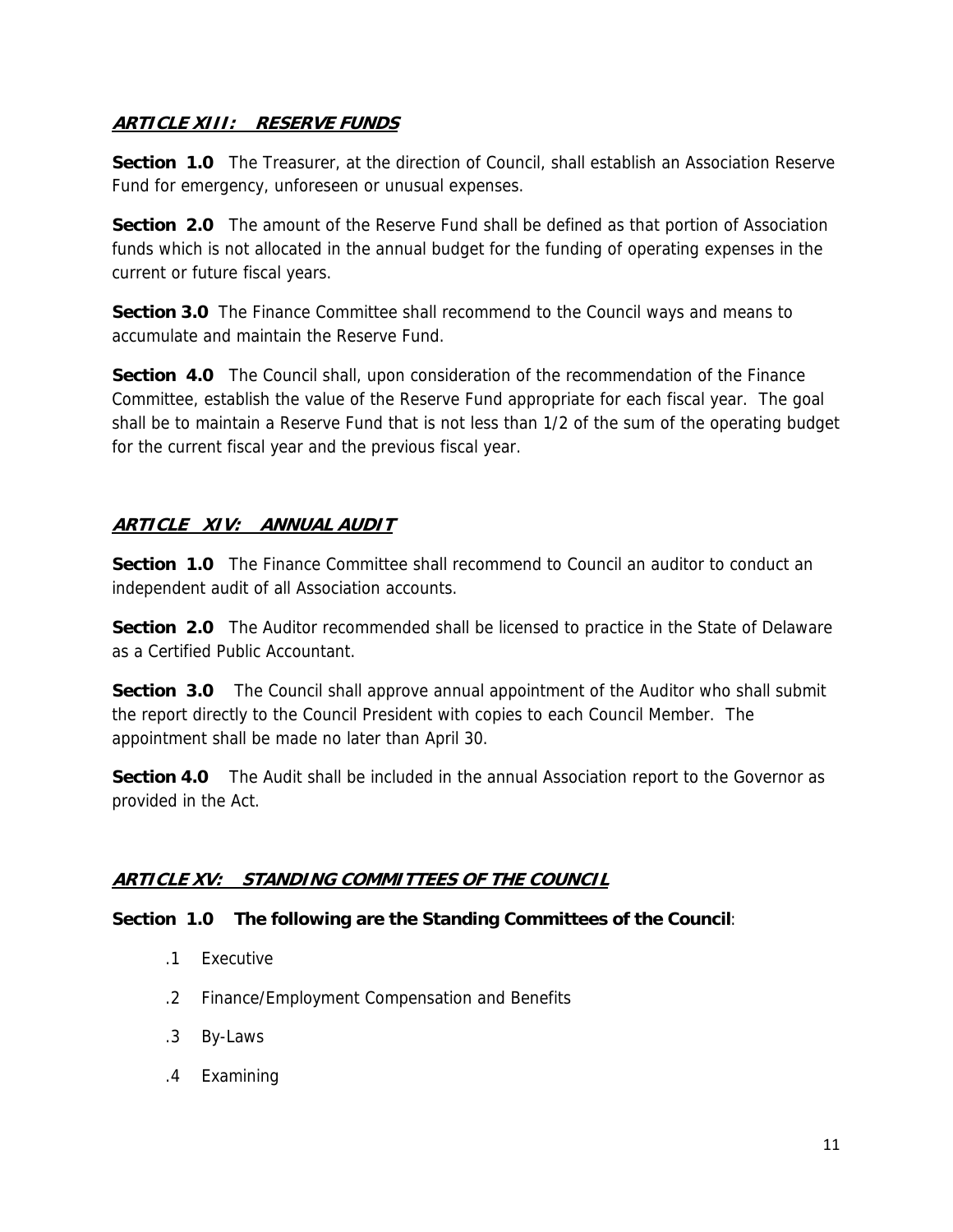## ***ARTICLE XIII: RESERVE FUNDS***

**Section 1.0** The Treasurer, at the direction of Council, shall establish an Association Reserve Fund for emergency, unforeseen or unusual expenses.

**Section 2.0** The amount of the Reserve Fund shall be defined as that portion of Association funds which is not allocated in the annual budget for the funding of operating expenses in the current or future fiscal years.

**Section 3.0** The Finance Committee shall recommend to the Council ways and means to accumulate and maintain the Reserve Fund.

**Section 4.0** The Council shall, upon consideration of the recommendation of the Finance Committee, establish the value of the Reserve Fund appropriate for each fiscal year. The goal shall be to maintain a Reserve Fund that is not less than 1/2 of the sum of the operating budget for the current fiscal year and the previous fiscal year.

## ***ARTICLE XIV: ANNUAL AUDIT***

**Section 1.0** The Finance Committee shall recommend to Council an auditor to conduct an independent audit of all Association accounts.

**Section 2.0** The Auditor recommended shall be licensed to practice in the State of Delaware as a Certified Public Accountant.

**Section 3.0** The Council shall approve annual appointment of the Auditor who shall submit the report directly to the Council President with copies to each Council Member. The appointment shall be made no later than April 30.

**Section 4.0** The Audit shall be included in the annual Association report to the Governor as provided in the Act.

## ***ARTICLE XV: STANDING COMMITTEES OF THE COUNCIL***

**Section 1.0 The following are the Standing Committees of the Council**:

.1 Executive

.2 Finance/Employment Compensation and Benefits

.3 By-Laws

.4 Examining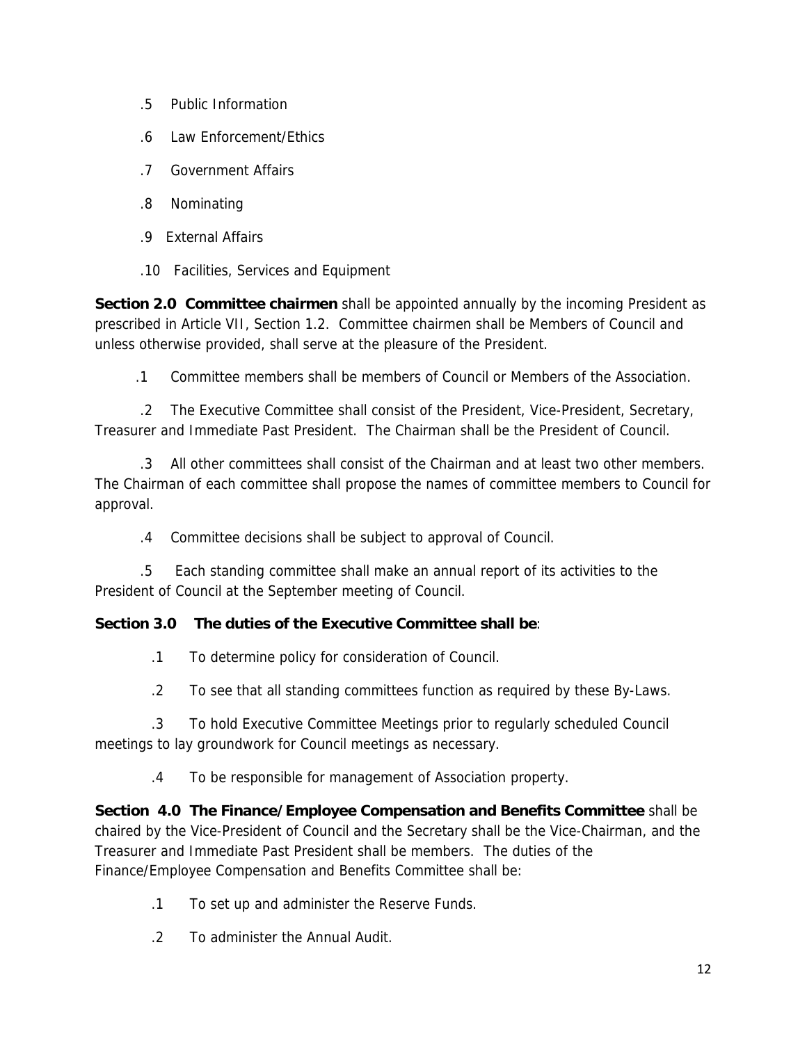.5 Public Information

.6 Law Enforcement/Ethics

.7 Government Affairs

.8 Nominating

.9 External Affairs

.10 Facilities, Services and Equipment

**Section 2.0 Committee chairmen** shall be appointed annually by the incoming President as prescribed in Article VII, Section 1.2. Committee chairmen shall be Members of Council and unless otherwise provided, shall serve at the pleasure of the President.

.1 Committee members shall be members of Council or Members of the Association.

.2 The Executive Committee shall consist of the President, Vice-President, Secretary, Treasurer and Immediate Past President. The Chairman shall be the President of Council.

.3 All other committees shall consist of the Chairman and at least two other members. The Chairman of each committee shall propose the names of committee members to Council for approval.

.4 Committee decisions shall be subject to approval of Council.

.5 Each standing committee shall make an annual report of its activities to the President of Council at the September meeting of Council.

**Section 3.0 The duties of the Executive Committee shall be**:

.1 To determine policy for consideration of Council.

.2 To see that all standing committees function as required by these By-Laws.

.3 To hold Executive Committee Meetings prior to regularly scheduled Council meetings to lay groundwork for Council meetings as necessary.

.4 To be responsible for management of Association property.

**Section 4.0 The Finance/Employee Compensation and Benefits Committee** shall be chaired by the Vice-President of Council and the Secretary shall be the Vice-Chairman, and the Treasurer and Immediate Past President shall be members. The duties of the Finance/Employee Compensation and Benefits Committee shall be:

.1 To set up and administer the Reserve Funds.

.2 To administer the Annual Audit.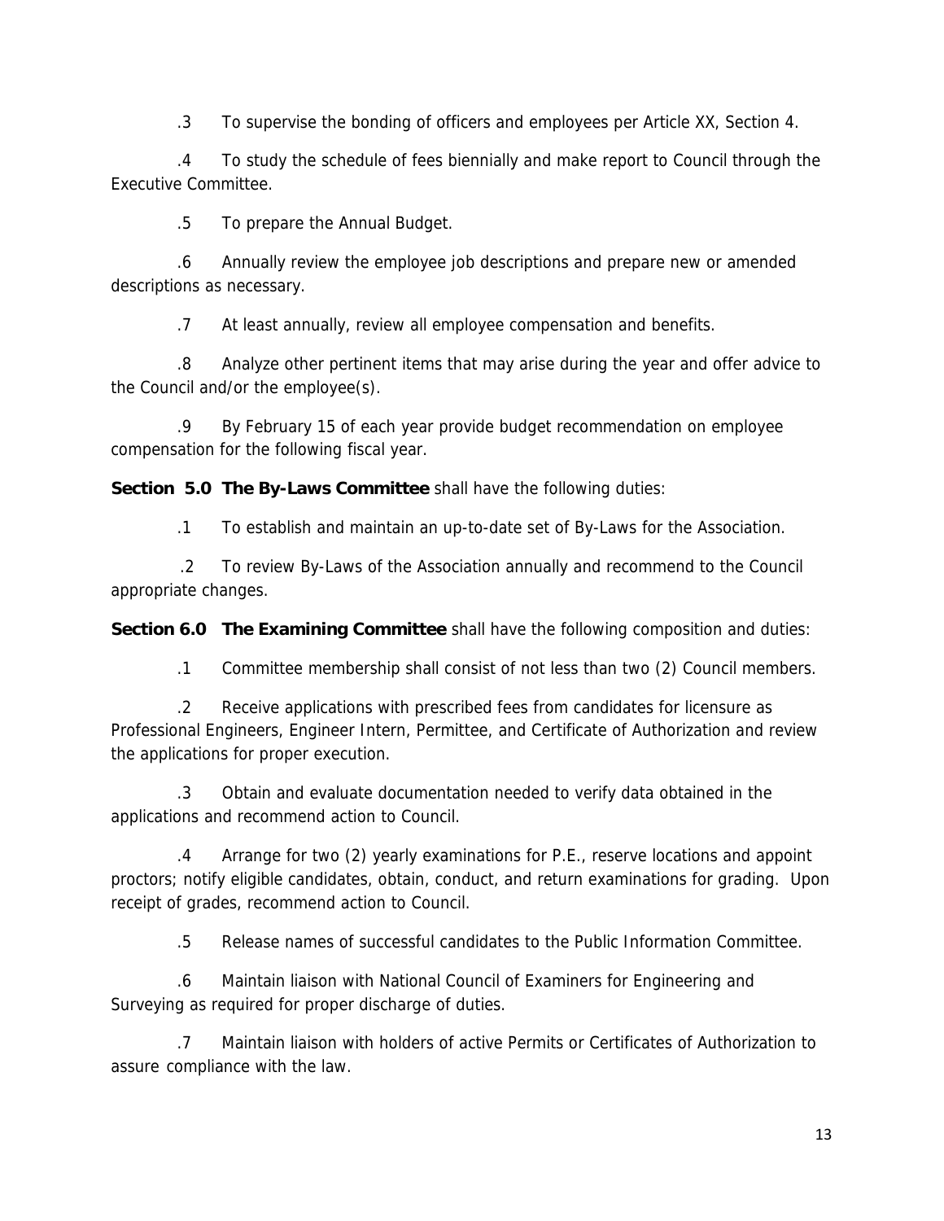.3 To supervise the bonding of officers and employees per Article XX, Section 4.

.4 To study the schedule of fees biennially and make report to Council through the Executive Committee.

.5 To prepare the Annual Budget.

.6 Annually review the employee job descriptions and prepare new or amended descriptions as necessary.

.7 At least annually, review all employee compensation and benefits.

.8 Analyze other pertinent items that may arise during the year and offer advice to the Council and/or the employee(s).

.9 By February 15 of each year provide budget recommendation on employee compensation for the following fiscal year.

**Section 5.0 The By-Laws Committee** shall have the following duties:

.1 To establish and maintain an up-to-date set of By-Laws for the Association.

.2 To review By-Laws of the Association annually and recommend to the Council appropriate changes.

**Section 6.0 The Examining Committee** shall have the following composition and duties:

.1 Committee membership shall consist of not less than two (2) Council members.

.2 Receive applications with prescribed fees from candidates for licensure as Professional Engineers, Engineer Intern, Permittee, and Certificate of Authorization and review the applications for proper execution.

.3 Obtain and evaluate documentation needed to verify data obtained in the applications and recommend action to Council.

.4 Arrange for two (2) yearly examinations for P.E., reserve locations and appoint proctors; notify eligible candidates, obtain, conduct, and return examinations for grading. Upon receipt of grades, recommend action to Council.

.5 Release names of successful candidates to the Public Information Committee.

.6 Maintain liaison with National Council of Examiners for Engineering and Surveying as required for proper discharge of duties.

.7 Maintain liaison with holders of active Permits or Certificates of Authorization to assure compliance with the law.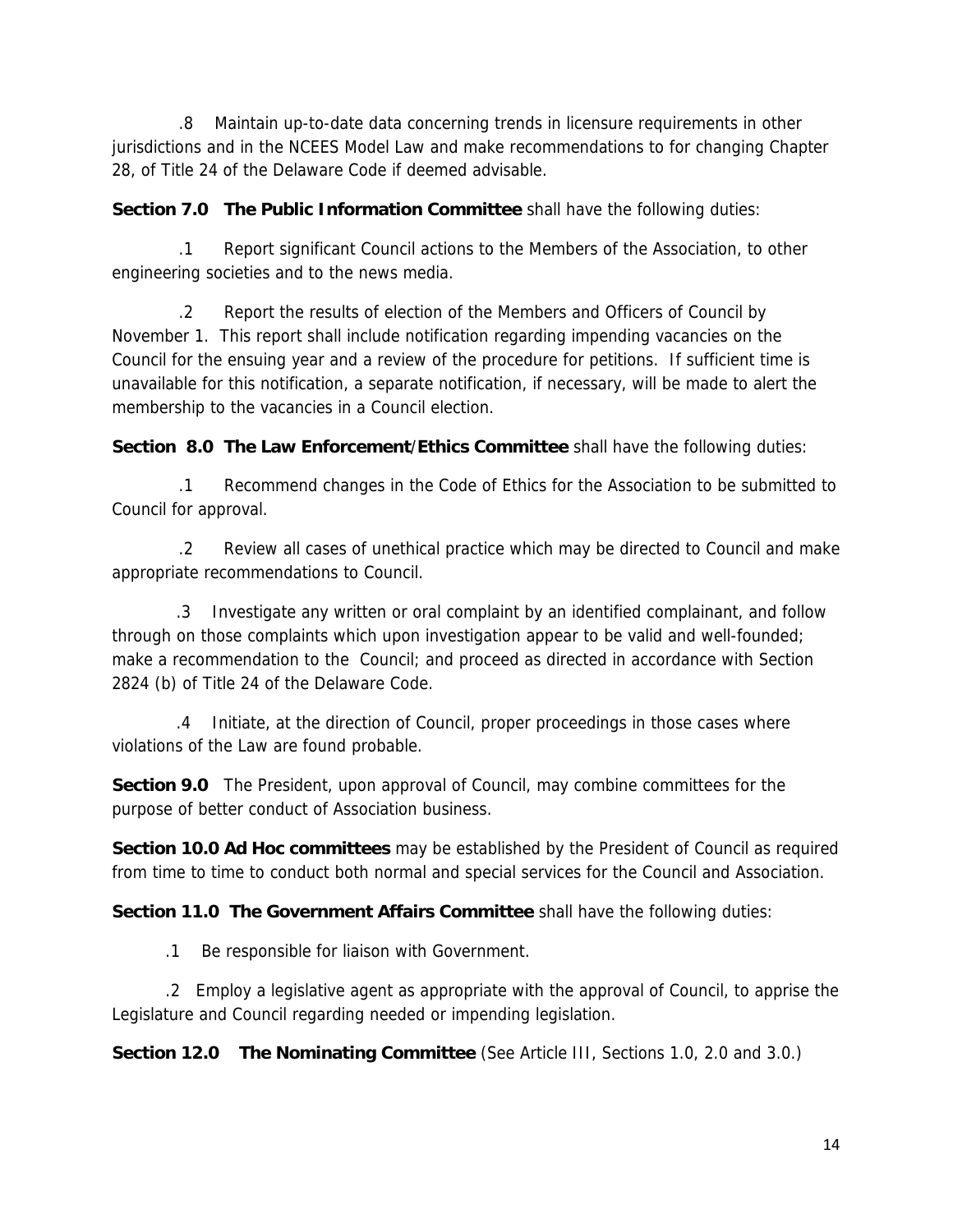.8 Maintain up-to-date data concerning trends in licensure requirements in other jurisdictions and in the NCEES Model Law and make recommendations to for changing Chapter 28, of Title 24 of the Delaware Code if deemed advisable.

**Section 7.0 The Public Information Committee** shall have the following duties:

.1 Report significant Council actions to the Members of the Association, to other engineering societies and to the news media.

.2 Report the results of election of the Members and Officers of Council by November 1. This report shall include notification regarding impending vacancies on the Council for the ensuing year and a review of the procedure for petitions. If sufficient time is unavailable for this notification, a separate notification, if necessary, will be made to alert the membership to the vacancies in a Council election.

**Section 8.0 The Law Enforcement/Ethics Committee** shall have the following duties:

.1 Recommend changes in the Code of Ethics for the Association to be submitted to Council for approval.

.2 Review all cases of unethical practice which may be directed to Council and make appropriate recommendations to Council.

.3 Investigate any written or oral complaint by an identified complainant, and follow through on those complaints which upon investigation appear to be valid and well-founded; make a recommendation to the Council; and proceed as directed in accordance with Section 2824 (b) of Title 24 of the Delaware Code.

.4 Initiate, at the direction of Council, proper proceedings in those cases where violations of the Law are found probable.

**Section 9.0** The President, upon approval of Council, may combine committees for the purpose of better conduct of Association business.

**Section 10.0 Ad Hoc committees** may be established by the President of Council as required from time to time to conduct both normal and special services for the Council and Association.

**Section 11.0 The Government Affairs Committee** shall have the following duties:

.1 Be responsible for liaison with Government.

.2 Employ a legislative agent as appropriate with the approval of Council, to apprise the Legislature and Council regarding needed or impending legislation.

**Section 12.0 The Nominating Committee** (See Article III, Sections 1.0, 2.0 and 3.0.)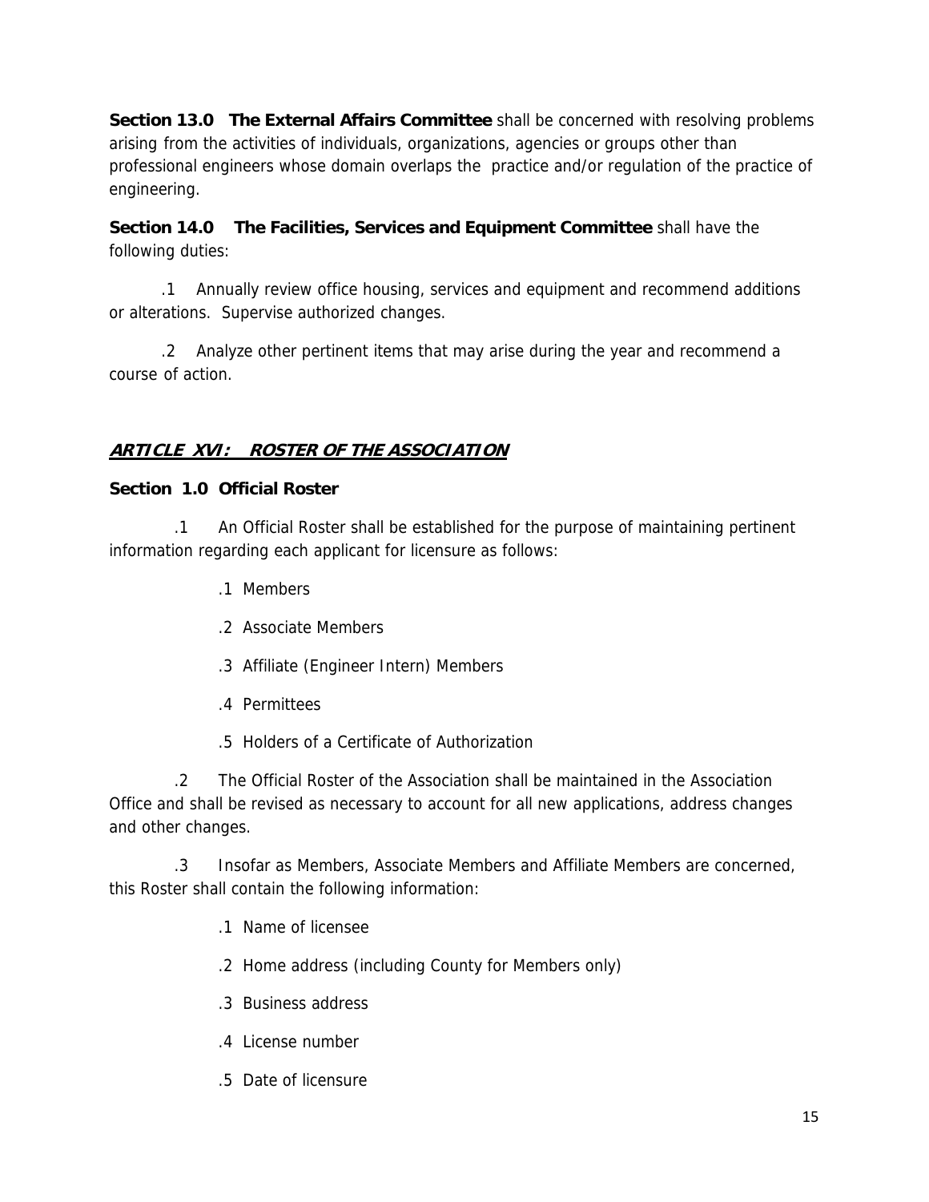**Section 13.0 The External Affairs Committee** shall be concerned with resolving problems arising from the activities of individuals, organizations, agencies or groups other than professional engineers whose domain overlaps the practice and/or regulation of the practice of engineering.

**Section 14.0 The Facilities, Services and Equipment Committee** shall have the following duties:

.1 Annually review office housing, services and equipment and recommend additions or alterations. Supervise authorized changes.

.2 Analyze other pertinent items that may arise during the year and recommend a course of action.

## ***ARTICLE XVI: ROSTER OF THE ASSOCIATION***

**Section 1.0 Official Roster**

.1 An Official Roster shall be established for the purpose of maintaining pertinent information regarding each applicant for licensure as follows:

.1 Members

.2 Associate Members

.3 Affiliate (Engineer Intern) Members

.4 Permittees

.5 Holders of a Certificate of Authorization

.2 The Official Roster of the Association shall be maintained in the Association Office and shall be revised as necessary to account for all new applications, address changes and other changes.

.3 Insofar as Members, Associate Members and Affiliate Members are concerned, this Roster shall contain the following information:

.1 Name of licensee

.2 Home address (including County for Members only)

.3 Business address

.4 License number

.5 Date of licensure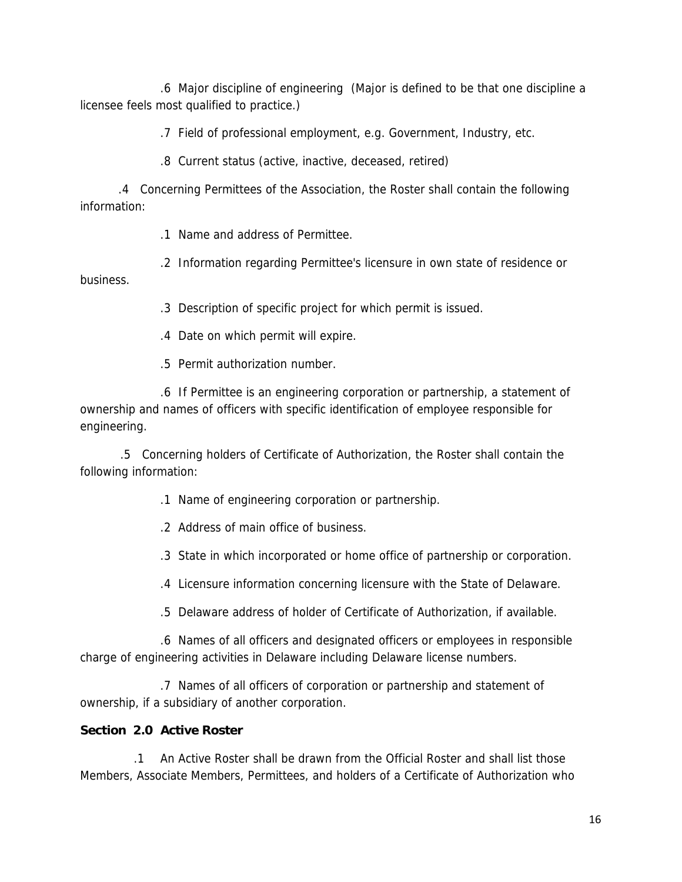.6 Major discipline of engineering (Major is defined to be that one discipline a licensee feels most qualified to practice.)

.7 Field of professional employment, e.g. Government, Industry, etc.

.8 Current status (active, inactive, deceased, retired)

.4 Concerning Permittees of the Association, the Roster shall contain the following information:

.1 Name and address of Permittee.

.2 Information regarding Permittee's licensure in own state of residence or business.

.3 Description of specific project for which permit is issued.

.4 Date on which permit will expire.

.5 Permit authorization number.

.6 If Permittee is an engineering corporation or partnership, a statement of ownership and names of officers with specific identification of employee responsible for engineering.

.5 Concerning holders of Certificate of Authorization, the Roster shall contain the following information:

.1 Name of engineering corporation or partnership.

.2 Address of main office of business.

.3 State in which incorporated or home office of partnership or corporation.

.4 Licensure information concerning licensure with the State of Delaware.

.5 Delaware address of holder of Certificate of Authorization, if available.

.6 Names of all officers and designated officers or employees in responsible charge of engineering activities in Delaware including Delaware license numbers.

.7 Names of all officers of corporation or partnership and statement of ownership, if a subsidiary of another corporation.

**Section 2.0 Active Roster**

.1 An Active Roster shall be drawn from the Official Roster and shall list those Members, Associate Members, Permittees, and holders of a Certificate of Authorization who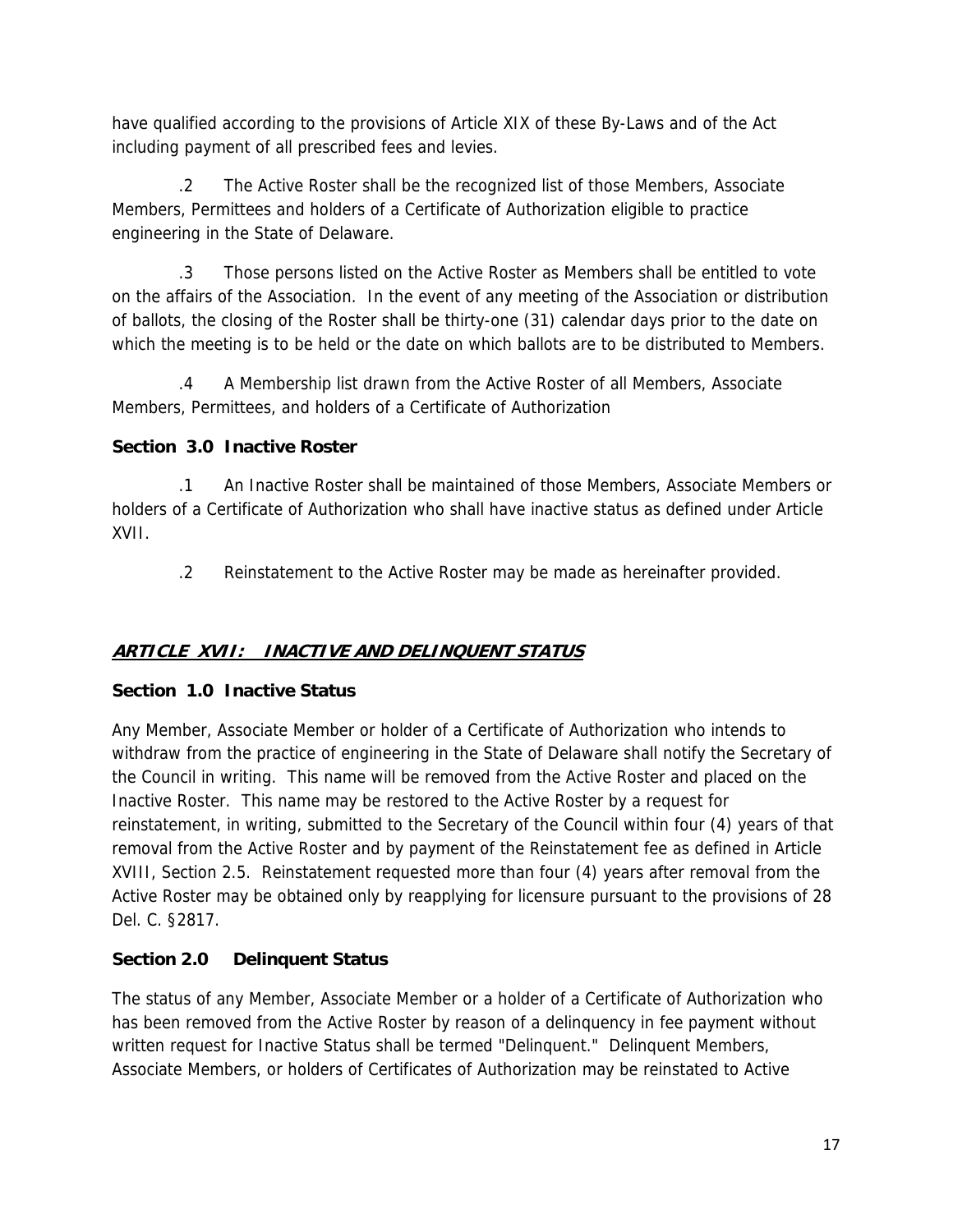have qualified according to the provisions of Article XIX of these By-Laws and of the Act including payment of all prescribed fees and levies.

.2 The Active Roster shall be the recognized list of those Members, Associate Members, Permittees and holders of a Certificate of Authorization eligible to practice engineering in the State of Delaware.

.3 Those persons listed on the Active Roster as Members shall be entitled to vote on the affairs of the Association. In the event of any meeting of the Association or distribution of ballots, the closing of the Roster shall be thirty-one (31) calendar days prior to the date on which the meeting is to be held or the date on which ballots are to be distributed to Members.

.4 A Membership list drawn from the Active Roster of all Members, Associate Members, Permittees, and holders of a Certificate of Authorization

**Section 3.0 Inactive Roster**

.1 An Inactive Roster shall be maintained of those Members, Associate Members or holders of a Certificate of Authorization who shall have inactive status as defined under Article XVII.

.2 Reinstatement to the Active Roster may be made as hereinafter provided.

## ***ARTICLE XVII: INACTIVE AND DELINQUENT STATUS***

**Section 1.0 Inactive Status**

Any Member, Associate Member or holder of a Certificate of Authorization who intends to withdraw from the practice of engineering in the State of Delaware shall notify the Secretary of the Council in writing. This name will be removed from the Active Roster and placed on the Inactive Roster. This name may be restored to the Active Roster by a request for reinstatement, in writing, submitted to the Secretary of the Council within four (4) years of that removal from the Active Roster and by payment of the Reinstatement fee as defined in Article XVIII, Section 2.5. Reinstatement requested more than four (4) years after removal from the Active Roster may be obtained only by reapplying for licensure pursuant to the provisions of 28 Del. C. §2817.

**Section 2.0 Delinquent Status**

The status of any Member, Associate Member or a holder of a Certificate of Authorization who has been removed from the Active Roster by reason of a delinquency in fee payment without written request for Inactive Status shall be termed "Delinquent." Delinquent Members, Associate Members, or holders of Certificates of Authorization may be reinstated to Active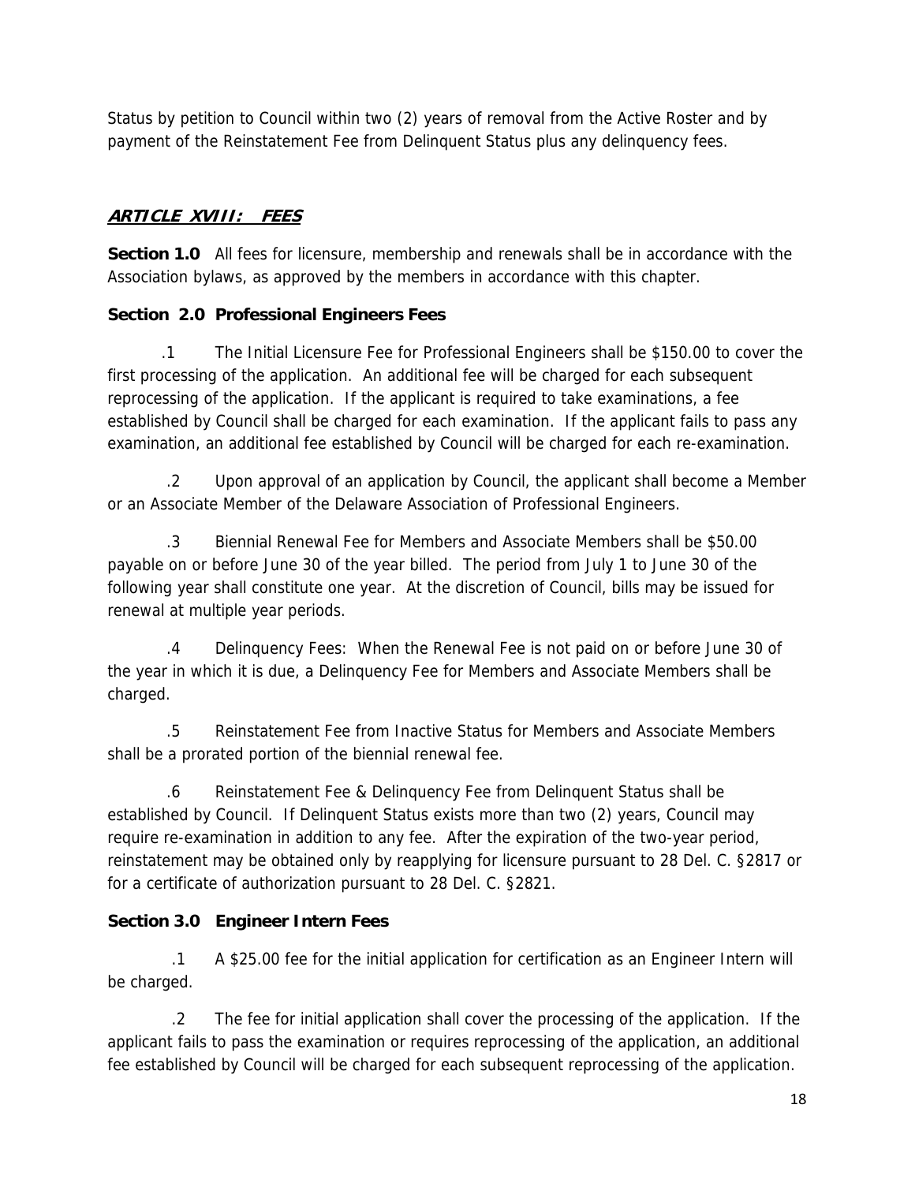Status by petition to Council within two (2) years of removal from the Active Roster and by payment of the Reinstatement Fee from Delinquent Status plus any delinquency fees.

## ***ARTICLE XVIII: FEES***

**Section 1.0** All fees for licensure, membership and renewals shall be in accordance with the Association bylaws, as approved by the members in accordance with this chapter.

**Section 2.0 Professional Engineers Fees**

.1 The Initial Licensure Fee for Professional Engineers shall be $150.00 to cover the first processing of the application. An additional fee will be charged for each subsequent reprocessing of the application. If the applicant is required to take examinations, a fee established by Council shall be charged for each examination. If the applicant fails to pass any examination, an additional fee established by Council will be charged for each re-examination.

.2 Upon approval of an application by Council, the applicant shall become a Member or an Associate Member of the Delaware Association of Professional Engineers.

.3 Biennial Renewal Fee for Members and Associate Members shall be $50.00 payable on or before June 30 of the year billed. The period from July 1 to June 30 of the following year shall constitute one year. At the discretion of Council, bills may be issued for renewal at multiple year periods.

.4 Delinquency Fees: When the Renewal Fee is not paid on or before June 30 of the year in which it is due, a Delinquency Fee for Members and Associate Members shall be charged.

.5 Reinstatement Fee from Inactive Status for Members and Associate Members shall be a prorated portion of the biennial renewal fee.

.6 Reinstatement Fee & Delinquency Fee from Delinquent Status shall be established by Council. If Delinquent Status exists more than two (2) years, Council may require re-examination in addition to any fee. After the expiration of the two-year period, reinstatement may be obtained only by reapplying for licensure pursuant to 28 Del. C. §2817 or for a certificate of authorization pursuant to 28 Del. C. §2821.

**Section 3.0 Engineer Intern Fees**

.1 A $25.00 fee for the initial application for certification as an Engineer Intern will be charged.

.2 The fee for initial application shall cover the processing of the application. If the applicant fails to pass the examination or requires reprocessing of the application, an additional fee established by Council will be charged for each subsequent reprocessing of the application.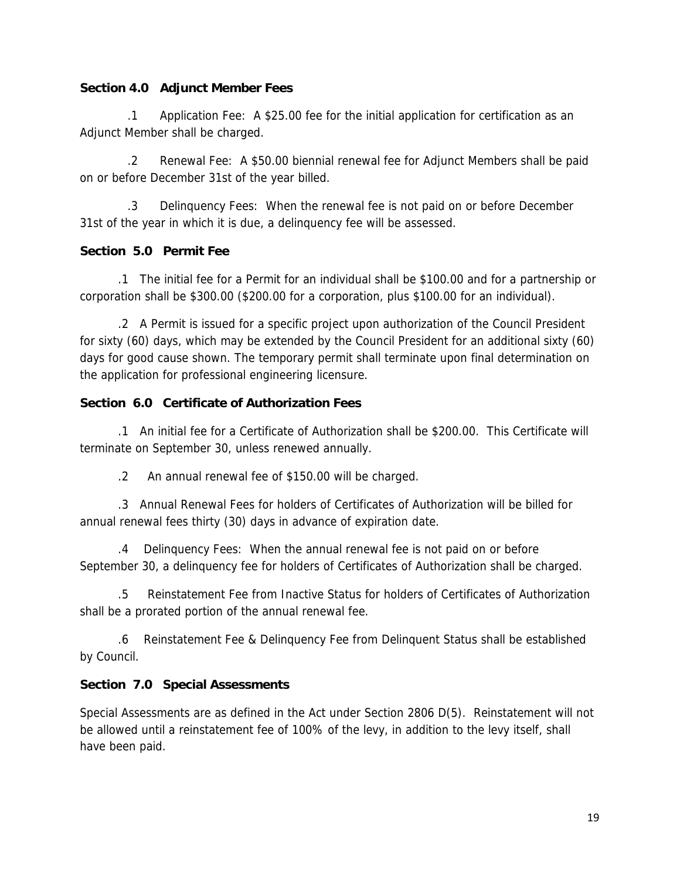**Section 4.0 Adjunct Member Fees**

.1 Application Fee: A $25.00 fee for the initial application for certification as an Adjunct Member shall be charged.

.2 Renewal Fee: A $50.00 biennial renewal fee for Adjunct Members shall be paid on or before December 31st of the year billed.

.3 Delinquency Fees: When the renewal fee is not paid on or before December 31st of the year in which it is due, a delinquency fee will be assessed.

**Section 5.0 Permit Fee**

.1 The initial fee for a Permit for an individual shall be $100.00 and for a partnership or corporation shall be $300.00 ($200.00 for a corporation, plus $100.00 for an individual).

.2 A Permit is issued for a specific project upon authorization of the Council President for sixty (60) days, which may be extended by the Council President for an additional sixty (60) days for good cause shown. The temporary permit shall terminate upon final determination on the application for professional engineering licensure.

**Section 6.0 Certificate of Authorization Fees**

.1 An initial fee for a Certificate of Authorization shall be $200.00. This Certificate will terminate on September 30, unless renewed annually.

.2 An annual renewal fee of $150.00 will be charged.

.3 Annual Renewal Fees for holders of Certificates of Authorization will be billed for annual renewal fees thirty (30) days in advance of expiration date.

.4 Delinquency Fees: When the annual renewal fee is not paid on or before September 30, a delinquency fee for holders of Certificates of Authorization shall be charged.

.5 Reinstatement Fee from Inactive Status for holders of Certificates of Authorization shall be a prorated portion of the annual renewal fee.

.6 Reinstatement Fee & Delinquency Fee from Delinquent Status shall be established by Council.

**Section 7.0 Special Assessments**

Special Assessments are as defined in the Act under Section 2806 D(5). Reinstatement will not be allowed until a reinstatement fee of 100% of the levy, in addition to the levy itself, shall have been paid.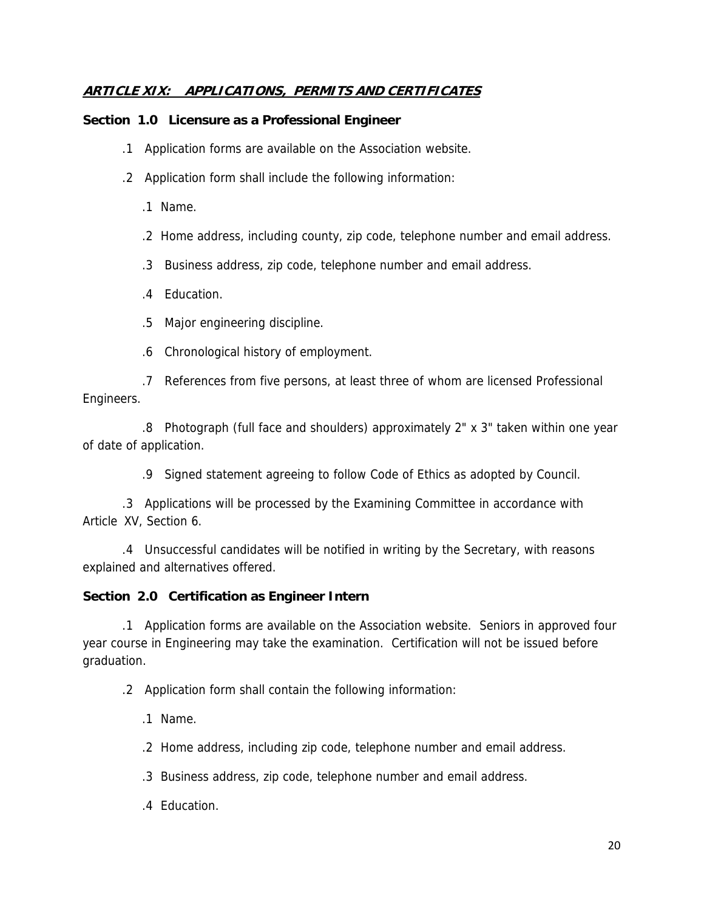## ***ARTICLE XIX: APPLICATIONS, PERMITS AND CERTIFICATES***

**Section 1.0 Licensure as a Professional Engineer**

.1 Application forms are available on the Association website.

.2 Application form shall include the following information:

.1 Name.

.2 Home address, including county, zip code, telephone number and email address.

.3 Business address, zip code, telephone number and email address.

.4 Education.

.5 Major engineering discipline.

.6 Chronological history of employment.

.7 References from five persons, at least three of whom are licensed Professional Engineers.

.8 Photograph (full face and shoulders) approximately 2" x 3" taken within one year of date of application.

.9 Signed statement agreeing to follow Code of Ethics as adopted by Council.

.3 Applications will be processed by the Examining Committee in accordance with Article XV, Section 6.

.4 Unsuccessful candidates will be notified in writing by the Secretary, with reasons explained and alternatives offered.

**Section 2.0 Certification as Engineer Intern**

.1 Application forms are available on the Association website. Seniors in approved four year course in Engineering may take the examination. Certification will not be issued before graduation.

.2 Application form shall contain the following information:

.1 Name.

.2 Home address, including zip code, telephone number and email address.

.3 Business address, zip code, telephone number and email address.

.4 Education.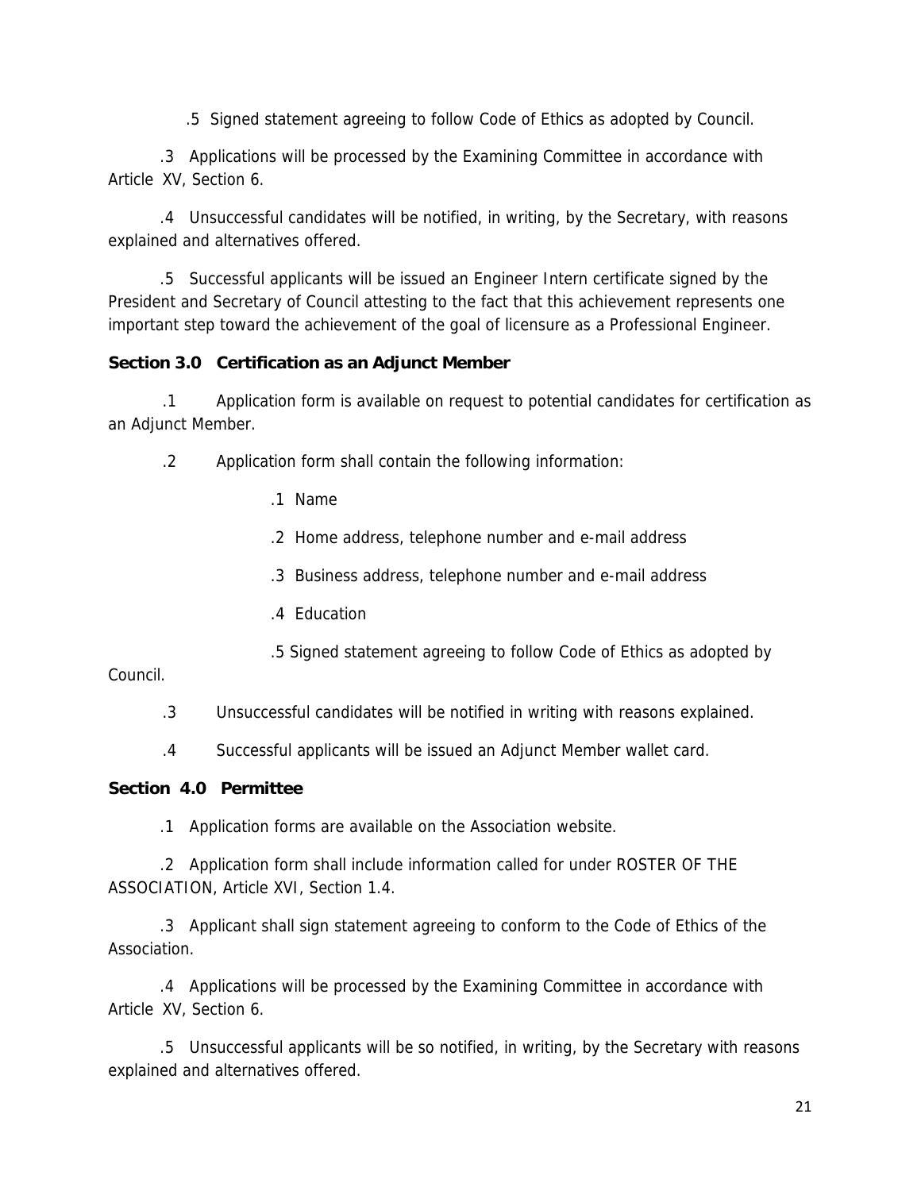.5 Signed statement agreeing to follow Code of Ethics as adopted by Council.

.3 Applications will be processed by the Examining Committee in accordance with Article XV, Section 6.

.4 Unsuccessful candidates will be notified, in writing, by the Secretary, with reasons explained and alternatives offered.

.5 Successful applicants will be issued an Engineer Intern certificate signed by the President and Secretary of Council attesting to the fact that this achievement represents one important step toward the achievement of the goal of licensure as a Professional Engineer.

**Section 3.0 Certification as an Adjunct Member**

.1 Application form is available on request to potential candidates for certification as an Adjunct Member.

.2 Application form shall contain the following information:

.1 Name

.2 Home address, telephone number and e-mail address

.3 Business address, telephone number and e-mail address

.4 Education

.5 Signed statement agreeing to follow Code of Ethics as adopted by Council.

.3 Unsuccessful candidates will be notified in writing with reasons explained.

.4 Successful applicants will be issued an Adjunct Member wallet card.

**Section 4.0 Permittee**

.1 Application forms are available on the Association website.

.2 Application form shall include information called for under ROSTER OF THE ASSOCIATION, Article XVI, Section 1.4.

.3 Applicant shall sign statement agreeing to conform to the Code of Ethics of the Association.

.4 Applications will be processed by the Examining Committee in accordance with Article XV, Section 6.

.5 Unsuccessful applicants will be so notified, in writing, by the Secretary with reasons explained and alternatives offered.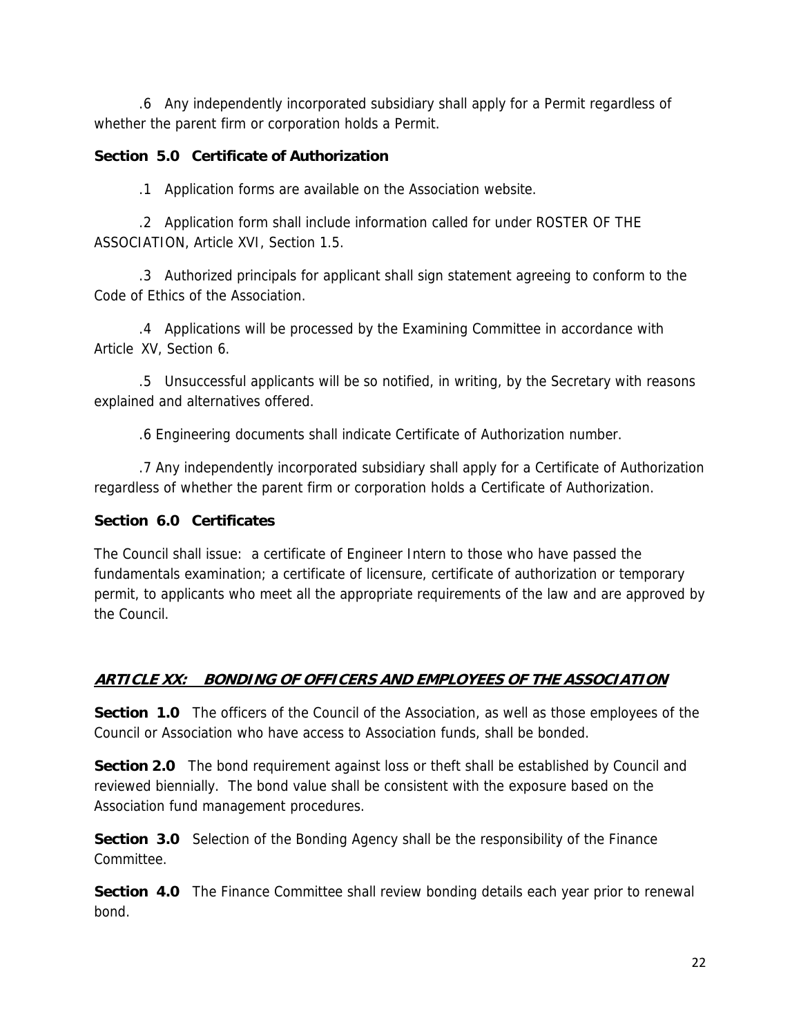.6 Any independently incorporated subsidiary shall apply for a Permit regardless of whether the parent firm or corporation holds a Permit.

**Section 5.0 Certificate of Authorization**

.1 Application forms are available on the Association website.

.2 Application form shall include information called for under ROSTER OF THE ASSOCIATION, Article XVI, Section 1.5.

.3 Authorized principals for applicant shall sign statement agreeing to conform to the Code of Ethics of the Association.

.4 Applications will be processed by the Examining Committee in accordance with Article XV, Section 6.

.5 Unsuccessful applicants will be so notified, in writing, by the Secretary with reasons explained and alternatives offered.

.6 Engineering documents shall indicate Certificate of Authorization number.

.7 Any independently incorporated subsidiary shall apply for a Certificate of Authorization regardless of whether the parent firm or corporation holds a Certificate of Authorization.

**Section 6.0 Certificates**

The Council shall issue: a certificate of Engineer Intern to those who have passed the fundamentals examination; a certificate of licensure, certificate of authorization or temporary permit, to applicants who meet all the appropriate requirements of the law and are approved by the Council.

## ***ARTICLE XX: BONDING OF OFFICERS AND EMPLOYEES OF THE ASSOCIATION***

**Section 1.0** The officers of the Council of the Association, as well as those employees of the Council or Association who have access to Association funds, shall be bonded.

**Section 2.0** The bond requirement against loss or theft shall be established by Council and reviewed biennially. The bond value shall be consistent with the exposure based on the Association fund management procedures.

**Section 3.0** Selection of the Bonding Agency shall be the responsibility of the Finance Committee.

**Section 4.0** The Finance Committee shall review bonding details each year prior to renewal bond.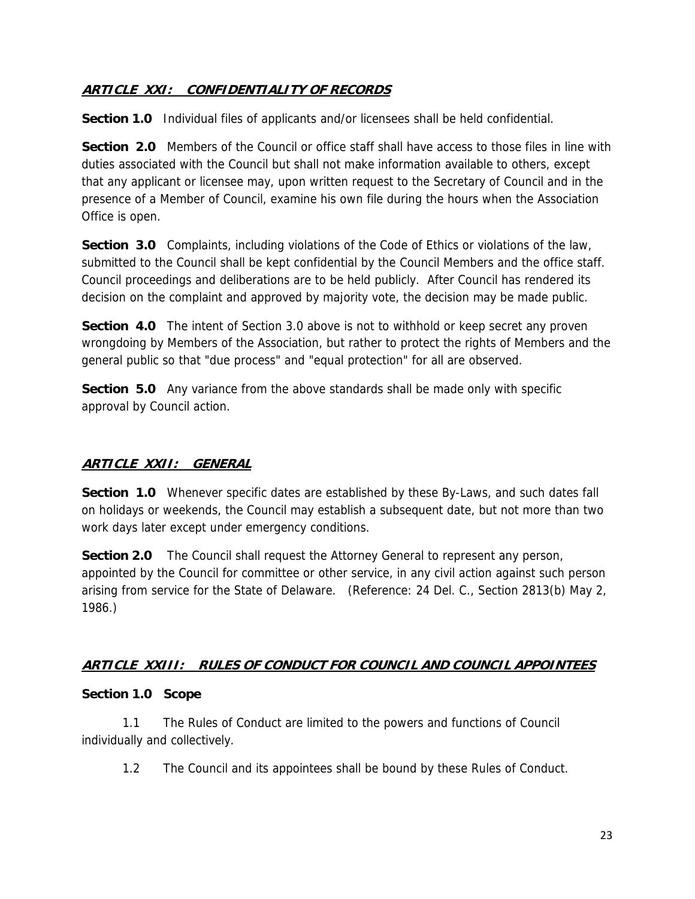## ***ARTICLE XXI: CONFIDENTIALITY OF RECORDS***

**Section 1.0** Individual files of applicants and/or licensees shall be held confidential.

**Section 2.0** Members of the Council or office staff shall have access to those files in line with duties associated with the Council but shall not make information available to others, except that any applicant or licensee may, upon written request to the Secretary of Council and in the presence of a Member of Council, examine his own file during the hours when the Association Office is open.

**Section 3.0** Complaints, including violations of the Code of Ethics or violations of the law, submitted to the Council shall be kept confidential by the Council Members and the office staff. Council proceedings and deliberations are to be held publicly. After Council has rendered its decision on the complaint and approved by majority vote, the decision may be made public.

**Section 4.0** The intent of Section 3.0 above is not to withhold or keep secret any proven wrongdoing by Members of the Association, but rather to protect the rights of Members and the general public so that "due process" and "equal protection" for all are observed.

**Section 5.0** Any variance from the above standards shall be made only with specific approval by Council action.

## ***ARTICLE XXII: GENERAL***

**Section 1.0** Whenever specific dates are established by these By-Laws, and such dates fall on holidays or weekends, the Council may establish a subsequent date, but not more than two work days later except under emergency conditions.

**Section 2.0** The Council shall request the Attorney General to represent any person, appointed by the Council for committee or other service, in any civil action against such person arising from service for the State of Delaware. (Reference: 24 Del. C., Section 2813(b) May 2, 1986.)

## ***ARTICLE XXIII: RULES OF CONDUCT FOR COUNCIL AND COUNCIL APPOINTEES***

**Section 1.0 Scope**

1.1 The Rules of Conduct are limited to the powers and functions of Council individually and collectively.

1.2 The Council and its appointees shall be bound by these Rules of Conduct.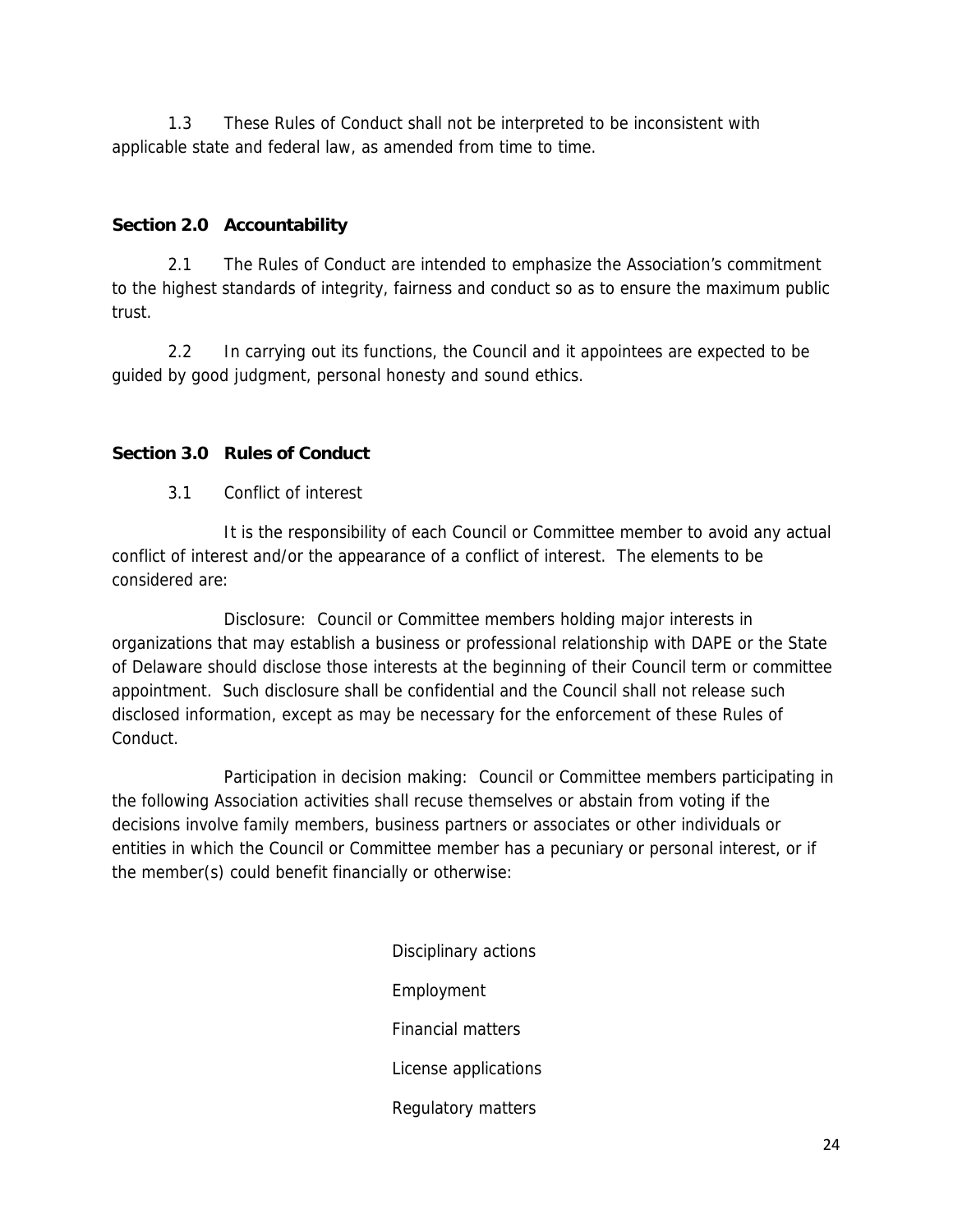1.3 These Rules of Conduct shall not be interpreted to be inconsistent with applicable state and federal law, as amended from time to time.

**Section 2.0 Accountability**

2.1 The Rules of Conduct are intended to emphasize the Association's commitment to the highest standards of integrity, fairness and conduct so as to ensure the maximum public trust.

2.2 In carrying out its functions, the Council and it appointees are expected to be guided by good judgment, personal honesty and sound ethics.

**Section 3.0 Rules of Conduct**

3.1 Conflict of interest

It is the responsibility of each Council or Committee member to avoid any actual conflict of interest and/or the appearance of a conflict of interest. The elements to be considered are:

Disclosure: Council or Committee members holding major interests in organizations that may establish a business or professional relationship with DAPE or the State of Delaware should disclose those interests at the beginning of their Council term or committee appointment. Such disclosure shall be confidential and the Council shall not release such disclosed information, except as may be necessary for the enforcement of these Rules of Conduct.

Participation in decision making: Council or Committee members participating in the following Association activities shall recuse themselves or abstain from voting if the decisions involve family members, business partners or associates or other individuals or entities in which the Council or Committee member has a pecuniary or personal interest, or if the member(s) could benefit financially or otherwise:

Disciplinary actions

Employment

Financial matters

License applications

Regulatory matters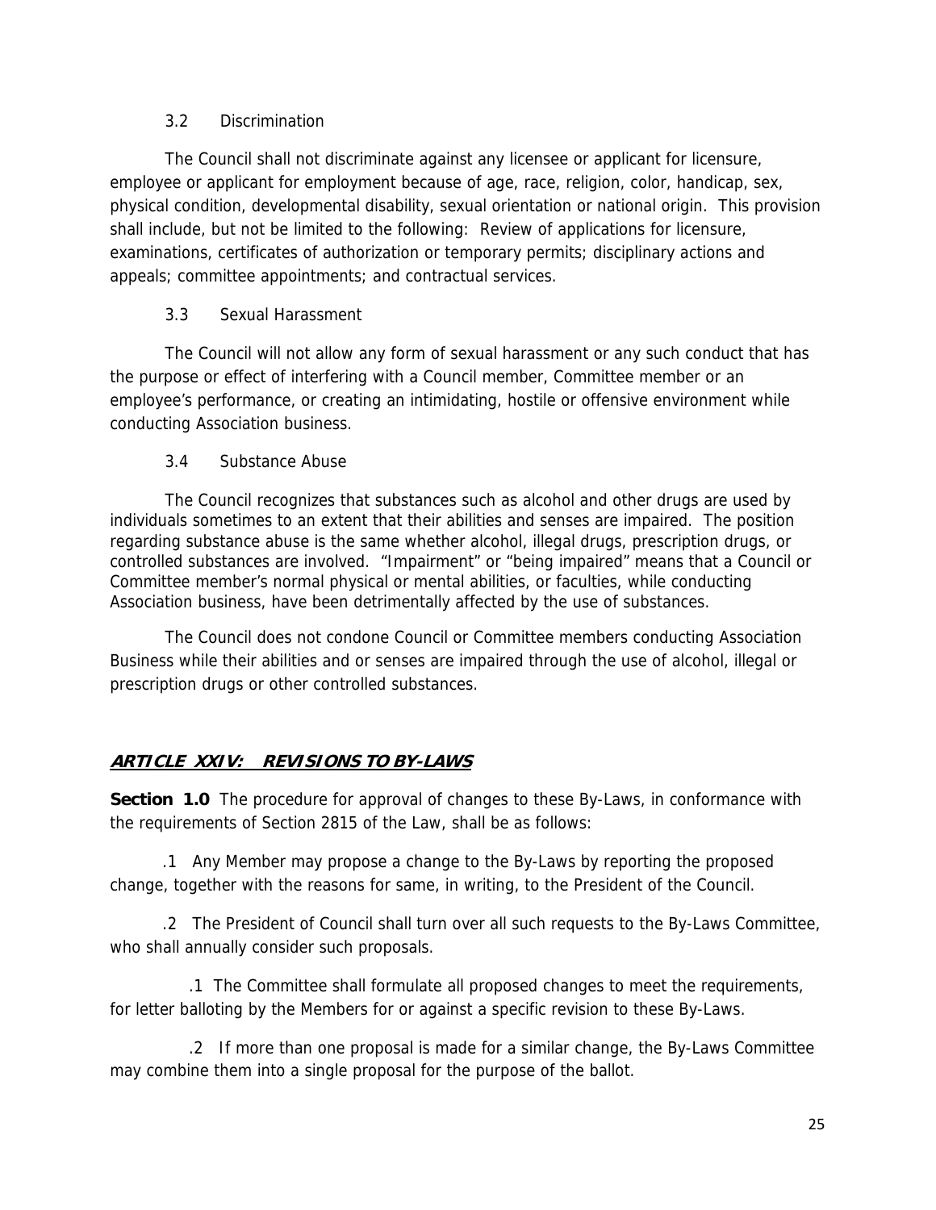3.2 Discrimination

The Council shall not discriminate against any licensee or applicant for licensure, employee or applicant for employment because of age, race, religion, color, handicap, sex, physical condition, developmental disability, sexual orientation or national origin. This provision shall include, but not be limited to the following: Review of applications for licensure, examinations, certificates of authorization or temporary permits; disciplinary actions and appeals; committee appointments; and contractual services.

3.3 Sexual Harassment

The Council will not allow any form of sexual harassment or any such conduct that has the purpose or effect of interfering with a Council member, Committee member or an employee's performance, or creating an intimidating, hostile or offensive environment while conducting Association business.

3.4 Substance Abuse

The Council recognizes that substances such as alcohol and other drugs are used by individuals sometimes to an extent that their abilities and senses are impaired. The position regarding substance abuse is the same whether alcohol, illegal drugs, prescription drugs, or controlled substances are involved. "Impairment" or "being impaired" means that a Council or Committee member's normal physical or mental abilities, or faculties, while conducting Association business, have been detrimentally affected by the use of substances.

The Council does not condone Council or Committee members conducting Association Business while their abilities and or senses are impaired through the use of alcohol, illegal or prescription drugs or other controlled substances.

## ***ARTICLE XXIV: REVISIONS TO BY-LAWS***

**Section 1.0** The procedure for approval of changes to these By-Laws, in conformance with the requirements of Section 2815 of the Law, shall be as follows:

.1 Any Member may propose a change to the By-Laws by reporting the proposed change, together with the reasons for same, in writing, to the President of the Council.

.2 The President of Council shall turn over all such requests to the By-Laws Committee, who shall annually consider such proposals.

.1 The Committee shall formulate all proposed changes to meet the requirements, for letter balloting by the Members for or against a specific revision to these By-Laws.

.2 If more than one proposal is made for a similar change, the By-Laws Committee may combine them into a single proposal for the purpose of the ballot.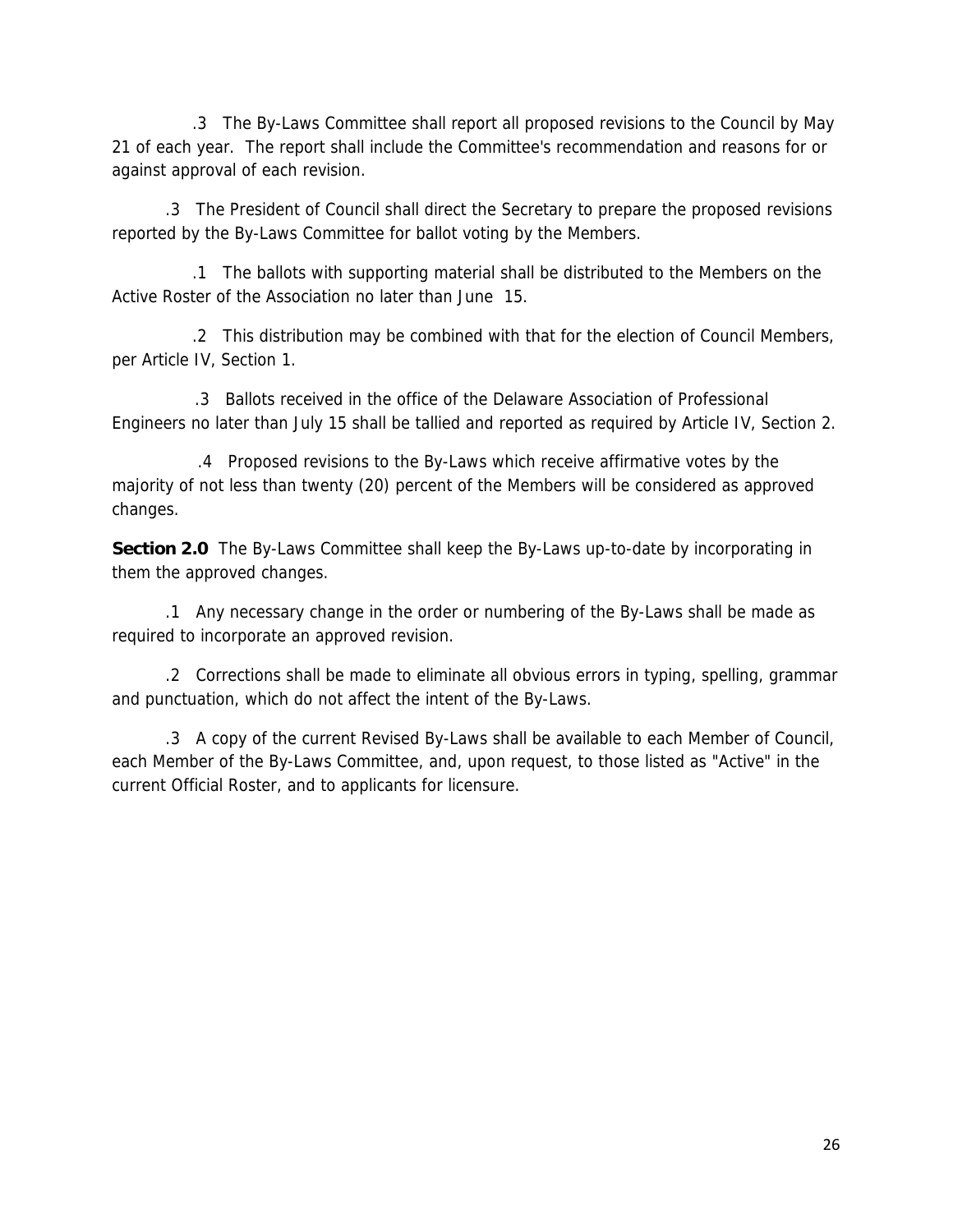.3 The By-Laws Committee shall report all proposed revisions to the Council by May 21 of each year. The report shall include the Committee's recommendation and reasons for or against approval of each revision.

.3 The President of Council shall direct the Secretary to prepare the proposed revisions reported by the By-Laws Committee for ballot voting by the Members.

.1 The ballots with supporting material shall be distributed to the Members on the Active Roster of the Association no later than June 15.

.2 This distribution may be combined with that for the election of Council Members, per Article IV, Section 1.

.3 Ballots received in the office of the Delaware Association of Professional Engineers no later than July 15 shall be tallied and reported as required by Article IV, Section 2.

.4 Proposed revisions to the By-Laws which receive affirmative votes by the majority of not less than twenty (20) percent of the Members will be considered as approved changes.

**Section 2.0** The By-Laws Committee shall keep the By-Laws up-to-date by incorporating in them the approved changes.

.1 Any necessary change in the order or numbering of the By-Laws shall be made as required to incorporate an approved revision.

.2 Corrections shall be made to eliminate all obvious errors in typing, spelling, grammar and punctuation, which do not affect the intent of the By-Laws.

.3 A copy of the current Revised By-Laws shall be available to each Member of Council, each Member of the By-Laws Committee, and, upon request, to those listed as "Active" in the current Official Roster, and to applicants for licensure.